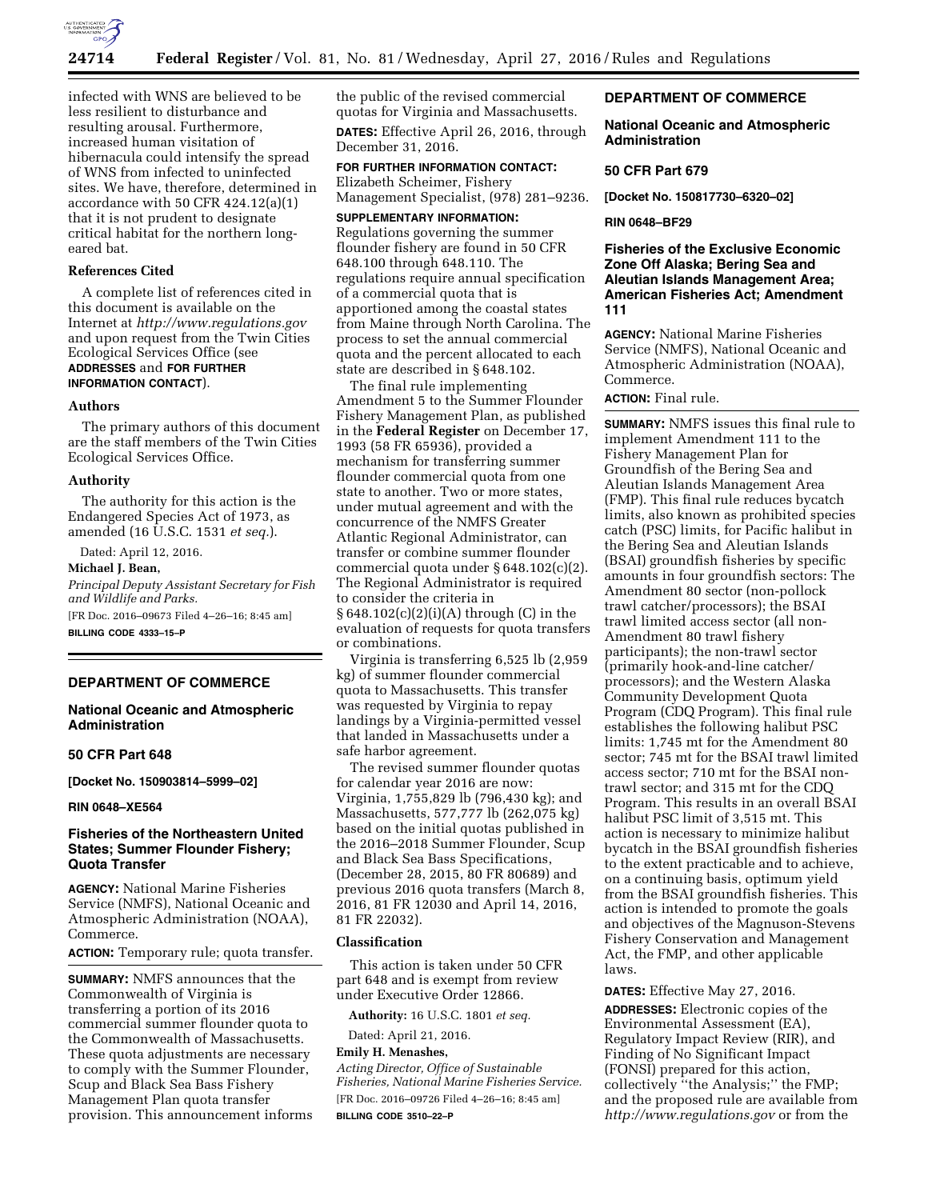infected with WNS are believed to be less resilient to disturbance and resulting arousal. Furthermore, increased human visitation of hibernacula could intensify the spread of WNS from infected to uninfected sites. We have, therefore, determined in accordance with 50 CFR 424.12(a)(1) that it is not prudent to designate critical habitat for the northern long-eared bat.

### References Cited

A complete list of references cited in this document is available on the Internet at *http://www.regulations.gov* and upon request from the Twin Cities Ecological Services Office (see **ADDRESSES** and **FOR FURTHER INFORMATION CONTACT**).

### Authors

The primary authors of this document are the staff members of the Twin Cities Ecological Services Office.

### Authority

The authority for this action is the Endangered Species Act of 1973, as amended (16 U.S.C. 1531 *et seq.*).

Dated: April 12, 2016.

**Michael J. Bean,**

*Principal Deputy Assistant Secretary for Fish and Wildlife and Parks.*

[FR Doc. 2016–09673 Filed 4–26–16; 8:45 am]

**BILLING CODE 4333–15–P**

---

## DEPARTMENT OF COMMERCE

### National Oceanic and Atmospheric Administration

### 50 CFR Part 648

**[Docket No. 150903814–5999–02]**

**RIN 0648–XE564**

### Fisheries of the Northeastern United States; Summer Flounder Fishery; Quota Transfer

**AGENCY:** National Marine Fisheries Service (NMFS), National Oceanic and Atmospheric Administration (NOAA), Commerce.

**ACTION:** Temporary rule; quota transfer.

**SUMMARY:** NMFS announces that the Commonwealth of Virginia is transferring a portion of its 2016 commercial summer flounder quota to the Commonwealth of Massachusetts. These quota adjustments are necessary to comply with the Summer Flounder, Scup and Black Sea Bass Fishery Management Plan quota transfer provision. This announcement informs the public of the revised commercial quotas for Virginia and Massachusetts.

**DATES:** Effective April 26, 2016, through December 31, 2016.

**FOR FURTHER INFORMATION CONTACT:** Elizabeth Scheimer, Fishery Management Specialist, (978) 281–9236.

**SUPPLEMENTARY INFORMATION:** Regulations governing the summer flounder fishery are found in 50 CFR 648.100 through 648.110. The regulations require annual specification of a commercial quota that is apportioned among the coastal states from Maine through North Carolina. The process to set the annual commercial quota and the percent allocated to each state are described in § 648.102.

The final rule implementing Amendment 5 to the Summer Flounder Fishery Management Plan, as published in the **Federal Register** on December 17, 1993 (58 FR 65936), provided a mechanism for transferring summer flounder commercial quota from one state to another. Two or more states, under mutual agreement and with the concurrence of the NMFS Greater Atlantic Regional Administrator, can transfer or combine summer flounder commercial quota under § 648.102(c)(2). The Regional Administrator is required to consider the criteria in § 648.102(c)(2)(i)(A) through (C) in the evaluation of requests for quota transfers or combinations.

Virginia is transferring 6,525 lb (2,959 kg) of summer flounder commercial quota to Massachusetts. This transfer was requested by Virginia to repay landings by a Virginia-permitted vessel that landed in Massachusetts under a safe harbor agreement.

The revised summer flounder quotas for calendar year 2016 are now: Virginia, 1,755,829 lb (796,430 kg); and Massachusetts, 577,777 lb (262,075 kg) based on the initial quotas published in the 2016–2018 Summer Flounder, Scup and Black Sea Bass Specifications, (December 28, 2015, 80 FR 80689) and previous 2016 quota transfers (March 8, 2016, 81 FR 12030 and April 14, 2016, 81 FR 22032).

### Classification

This action is taken under 50 CFR part 648 and is exempt from review under Executive Order 12866.

**Authority:** 16 U.S.C. 1801 *et seq.*

Dated: April 21, 2016.

**Emily H. Menashes,**

*Acting Director, Office of Sustainable Fisheries, National Marine Fisheries Service.*

[FR Doc. 2016–09726 Filed 4–26–16; 8:45 am]

**BILLING CODE 3510–22–P**

---

## DEPARTMENT OF COMMERCE

### National Oceanic and Atmospheric Administration

### 50 CFR Part 679

**[Docket No. 150817730–6320–02]**

**RIN 0648–BF29**

### Fisheries of the Exclusive Economic Zone Off Alaska; Bering Sea and Aleutian Islands Management Area; American Fisheries Act; Amendment 111

**AGENCY:** National Marine Fisheries Service (NMFS), National Oceanic and Atmospheric Administration (NOAA), Commerce.

**ACTION:** Final rule.

**SUMMARY:** NMFS issues this final rule to implement Amendment 111 to the Fishery Management Plan for Groundfish of the Bering Sea and Aleutian Islands Management Area (FMP). This final rule reduces bycatch limits, also known as prohibited species catch (PSC) limits, for Pacific halibut in the Bering Sea and Aleutian Islands (BSAI) groundfish fisheries by specific amounts in four groundfish sectors: The Amendment 80 sector (non-pollock trawl catcher/processors); the BSAI trawl limited access sector (all non-Amendment 80 trawl fishery participants); the non-trawl sector (primarily hook-and-line catcher/processors); and the Western Alaska Community Development Quota Program (CDQ Program). This final rule establishes the following halibut PSC limits: 1,745 mt for the Amendment 80 sector; 745 mt for the BSAI trawl limited access sector; 710 mt for the BSAI non-trawl sector; and 315 mt for the CDQ Program. This results in an overall BSAI halibut PSC limit of 3,515 mt. This action is necessary to minimize halibut bycatch in the BSAI groundfish fisheries to the extent practicable and to achieve, on a continuing basis, optimum yield from the BSAI groundfish fisheries. This action is intended to promote the goals and objectives of the Magnuson-Stevens Fishery Conservation and Management Act, the FMP, and other applicable laws.

**DATES:** Effective May 27, 2016.

**ADDRESSES:** Electronic copies of the Environmental Assessment (EA), Regulatory Impact Review (RIR), and Finding of No Significant Impact (FONSI) prepared for this action, collectively "the Analysis;" the FMP; and the proposed rule are available from *http://www.regulations.gov* or from the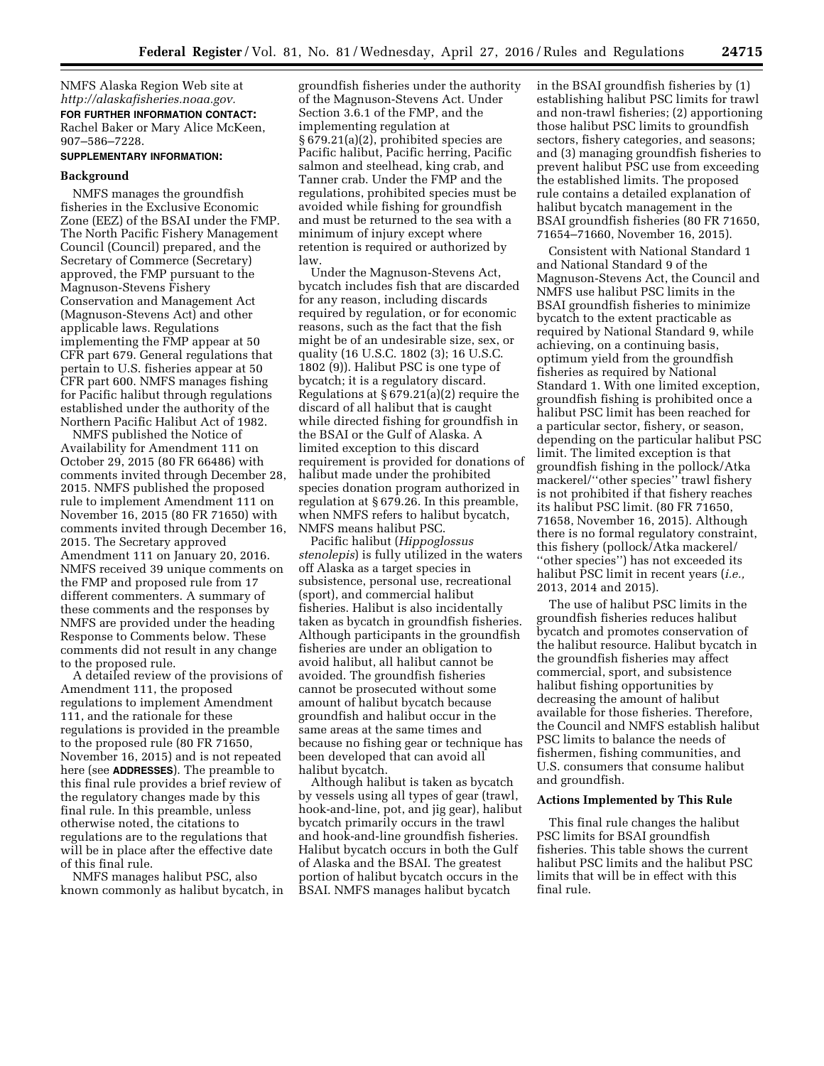NMFS Alaska Region Web site at *http://alaskafisheries.noaa.gov.*

**FOR FURTHER INFORMATION CONTACT:** Rachel Baker or Mary Alice McKeen, 907–586–7228.

**SUPPLEMENTARY INFORMATION:**

### Background

NMFS manages the groundfish fisheries in the Exclusive Economic Zone (EEZ) of the BSAI under the FMP. The North Pacific Fishery Management Council (Council) prepared, and the Secretary of Commerce (Secretary) approved, the FMP pursuant to the Magnuson-Stevens Fishery Conservation and Management Act (Magnuson-Stevens Act) and other applicable laws. Regulations implementing the FMP appear at 50 CFR part 679. General regulations that pertain to U.S. fisheries appear at 50 CFR part 600. NMFS manages fishing for Pacific halibut through regulations established under the authority of the Northern Pacific Halibut Act of 1982.

NMFS published the Notice of Availability for Amendment 111 on October 29, 2015 (80 FR 66486) with comments invited through December 28, 2015. NMFS published the proposed rule to implement Amendment 111 on November 16, 2015 (80 FR 71650) with comments invited through December 16, 2015. The Secretary approved Amendment 111 on January 20, 2016. NMFS received 39 unique comments on the FMP and proposed rule from 17 different commenters. A summary of these comments and the responses by NMFS are provided under the heading Response to Comments below. These comments did not result in any change to the proposed rule.

A detailed review of the provisions of Amendment 111, the proposed regulations to implement Amendment 111, and the rationale for these regulations is provided in the preamble to the proposed rule (80 FR 71650, November 16, 2015) and is not repeated here (see **ADDRESSES**). The preamble to this final rule provides a brief review of the regulatory changes made by this final rule. In this preamble, unless otherwise noted, the citations to regulations are to the regulations that will be in place after the effective date of this final rule.

NMFS manages halibut PSC, also known commonly as halibut bycatch, in groundfish fisheries under the authority of the Magnuson-Stevens Act. Under Section 3.6.1 of the FMP, and the implementing regulation at § 679.21(a)(2), prohibited species are Pacific halibut, Pacific herring, Pacific salmon and steelhead, king crab, and Tanner crab. Under the FMP and the regulations, prohibited species must be avoided while fishing for groundfish and must be returned to the sea with a minimum of injury except where retention is required or authorized by law.

Under the Magnuson-Stevens Act, bycatch includes fish that are discarded for any reason, including discards required by regulation, or for economic reasons, such as the fact that the fish might be of an undesirable size, sex, or quality (16 U.S.C. 1802 (3); 16 U.S.C. 1802 (9)). Halibut PSC is one type of bycatch; it is a regulatory discard. Regulations at § 679.21(a)(2) require the discard of all halibut that is caught while directed fishing for groundfish in the BSAI or the Gulf of Alaska. A limited exception to this discard requirement is provided for donations of halibut made under the prohibited species donation program authorized in regulation at § 679.26. In this preamble, when NMFS refers to halibut bycatch, NMFS means halibut PSC.

Pacific halibut (*Hippoglossus stenolepis*) is fully utilized in the waters off Alaska as a target species in subsistence, personal use, recreational (sport), and commercial halibut fisheries. Halibut is also incidentally taken as bycatch in groundfish fisheries. Although participants in the groundfish fisheries are under an obligation to avoid halibut, all halibut cannot be avoided. The groundfish fisheries cannot be prosecuted without some amount of halibut bycatch because groundfish and halibut occur in the same areas at the same times and because no fishing gear or technique has been developed that can avoid all halibut bycatch.

Although halibut is taken as bycatch by vessels using all types of gear (trawl, hook-and-line, pot, and jig gear), halibut bycatch primarily occurs in the trawl and hook-and-line groundfish fisheries. Halibut bycatch occurs in both the Gulf of Alaska and the BSAI. The greatest portion of halibut bycatch occurs in the BSAI. NMFS manages halibut bycatch in the BSAI groundfish fisheries by (1) establishing halibut PSC limits for trawl and non-trawl fisheries; (2) apportioning those halibut PSC limits to groundfish sectors, fishery categories, and seasons; and (3) managing groundfish fisheries to prevent halibut PSC use from exceeding the established limits. The proposed rule contains a detailed explanation of halibut bycatch management in the BSAI groundfish fisheries (80 FR 71650, 71654–71660, November 16, 2015).

Consistent with National Standard 1 and National Standard 9 of the Magnuson-Stevens Act, the Council and NMFS use halibut PSC limits in the BSAI groundfish fisheries to minimize bycatch to the extent practicable as required by National Standard 9, while achieving, on a continuing basis, optimum yield from the groundfish fisheries as required by National Standard 1. With one limited exception, groundfish fishing is prohibited once a halibut PSC limit has been reached for a particular sector, fishery, or season, depending on the particular halibut PSC limit. The limited exception is that groundfish fishing in the pollock/Atka mackerel/''other species'' trawl fishery is not prohibited if that fishery reaches its halibut PSC limit. (80 FR 71650, 71658, November 16, 2015). Although there is no formal regulatory constraint, this fishery (pollock/Atka mackerel/ ''other species'') has not exceeded its halibut PSC limit in recent years (*i.e.,* 2013, 2014 and 2015).

The use of halibut PSC limits in the groundfish fisheries reduces halibut bycatch and promotes conservation of the halibut resource. Halibut bycatch in the groundfish fisheries may affect commercial, sport, and subsistence halibut fishing opportunities by decreasing the amount of halibut available for those fisheries. Therefore, the Council and NMFS establish halibut PSC limits to balance the needs of fishermen, fishing communities, and U.S. consumers that consume halibut and groundfish.

### Actions Implemented by This Rule

This final rule changes the halibut PSC limits for BSAI groundfish fisheries. This table shows the current halibut PSC limits and the halibut PSC limits that will be in effect with this final rule.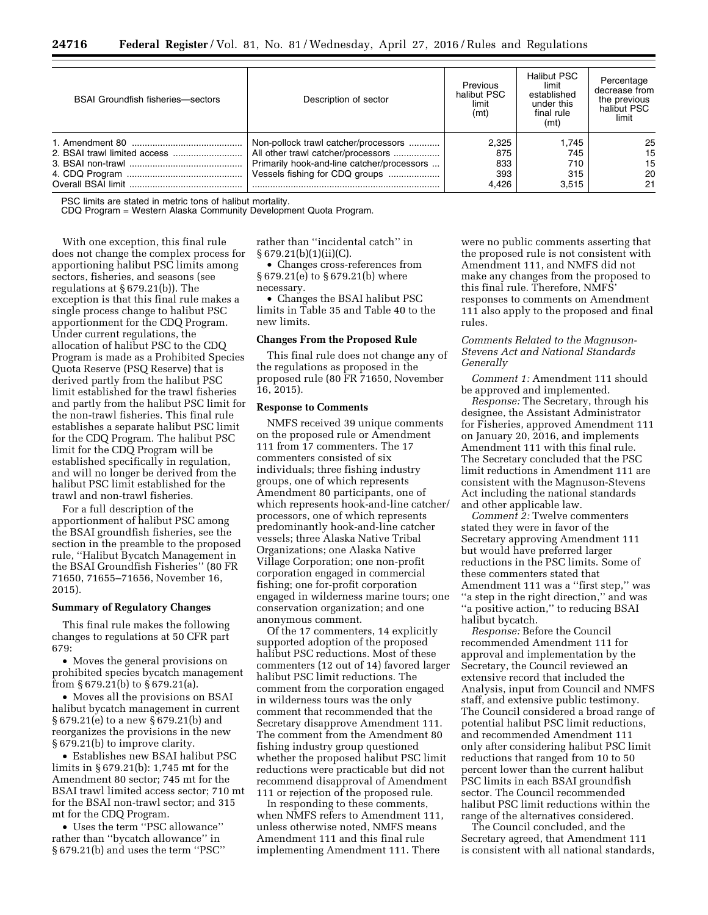| BSAI Groundfish fisheries—sectors | Description of sector | Previous halibut PSC limit (mt) | Halibut PSC limit established under this final rule (mt) | Percentage decrease from the previous halibut PSC limit |
|---|---|---|---|---|
| 1. Amendment 80 | Non-pollock trawl catcher/processors | 2,325 | 1,745 | 25 |
| 2. BSAI trawl limited access | All other trawl catcher/processors | 875 | 745 | 15 |
| 3. BSAI non-trawl | Primarily hook-and-line catcher/processors | 833 | 710 | 15 |
| 4. CDQ Program | Vessels fishing for CDQ groups | 393 | 315 | 20 |
| Overall BSAI limit | | 4,426 | 3,515 | 21 |

PSC limits are stated in metric tons of halibut mortality.
CDQ Program = Western Alaska Community Development Quota Program.

With one exception, this final rule does not change the complex process for apportioning halibut PSC limits among sectors, fisheries, and seasons (see regulations at § 679.21(b)). The exception is that this final rule makes a single process change to halibut PSC apportionment for the CDQ Program. Under current regulations, the allocation of halibut PSC to the CDQ Program is made as a Prohibited Species Quota Reserve (PSQ Reserve) that is derived partly from the halibut PSC limit established for the trawl fisheries and partly from the halibut PSC limit for the non-trawl fisheries. This final rule establishes a separate halibut PSC limit for the CDQ Program. The halibut PSC limit for the CDQ Program will be established specifically in regulation, and will no longer be derived from the halibut PSC limit established for the trawl and non-trawl fisheries.

For a full description of the apportionment of halibut PSC among the BSAI groundfish fisheries, see the section in the preamble to the proposed rule, ''Halibut Bycatch Management in the BSAI Groundfish Fisheries'' (80 FR 71650, 71655–71656, November 16, 2015).

## Summary of Regulatory Changes

This final rule makes the following changes to regulations at 50 CFR part 679:

- Moves the general provisions on prohibited species bycatch management from § 679.21(b) to § 679.21(a).
- Moves all the provisions on BSAI halibut bycatch management in current § 679.21(e) to a new § 679.21(b) and reorganizes the provisions in the new § 679.21(b) to improve clarity.
- Establishes new BSAI halibut PSC limits in § 679.21(b): 1,745 mt for the Amendment 80 sector; 745 mt for the BSAI trawl limited access sector; 710 mt for the BSAI non-trawl sector; and 315 mt for the CDQ Program.
- Uses the term ''PSC allowance'' rather than ''bycatch allowance'' in § 679.21(b) and uses the term ''PSC'' rather than ''incidental catch'' in § 679.21(b)(1)(ii)(C).
- Changes cross-references from § 679.21(e) to § 679.21(b) where necessary.
- Changes the BSAI halibut PSC limits in Table 35 and Table 40 to the new limits.

## Changes From the Proposed Rule

This final rule does not change any of the regulations as proposed in the proposed rule (80 FR 71650, November 16, 2015).

## Response to Comments

NMFS received 39 unique comments on the proposed rule or Amendment 111 from 17 commenters. The 17 commenters consisted of six individuals; three fishing industry groups, one of which represents Amendment 80 participants, one of which represents hook-and-line catcher/processors, one of which represents predominantly hook-and-line catcher vessels; three Alaska Native Tribal Organizations; one Alaska Native Village Corporation; one non-profit corporation engaged in commercial fishing; one for-profit corporation engaged in wilderness marine tours; one conservation organization; and one anonymous comment.

Of the 17 commenters, 14 explicitly supported adoption of the proposed halibut PSC reductions. Most of these commenters (12 out of 14) favored larger halibut PSC limit reductions. The comment from the corporation engaged in wilderness tours was the only comment that recommended that the Secretary disapprove Amendment 111. The comment from the Amendment 80 fishing industry group questioned whether the proposed halibut PSC limit reductions were practicable but did not recommend disapproval of Amendment 111 or rejection of the proposed rule.

In responding to these comments, when NMFS refers to Amendment 111, unless otherwise noted, NMFS means Amendment 111 and this final rule implementing Amendment 111. There were no public comments asserting that the proposed rule is not consistent with Amendment 111, and NMFS did not make any changes from the proposed to this final rule. Therefore, NMFS' responses to comments on Amendment 111 also apply to the proposed and final rules.

### *Comments Related to the Magnuson-Stevens Act and National Standards Generally*

*Comment 1:* Amendment 111 should be approved and implemented.

*Response:* The Secretary, through his designee, the Assistant Administrator for Fisheries, approved Amendment 111 on January 20, 2016, and implements Amendment 111 with this final rule. The Secretary concluded that the PSC limit reductions in Amendment 111 are consistent with the Magnuson-Stevens Act including the national standards and other applicable law.

*Comment 2:* Twelve commenters stated they were in favor of the Secretary approving Amendment 111 but would have preferred larger reductions in the PSC limits. Some of these commenters stated that Amendment 111 was a ''first step,'' was ''a step in the right direction,'' and was ''a positive action,'' to reducing BSAI halibut bycatch.

*Response:* Before the Council recommended Amendment 111 for approval and implementation by the Secretary, the Council reviewed an extensive record that included the Analysis, input from Council and NMFS staff, and extensive public testimony. The Council considered a broad range of potential halibut PSC limit reductions, and recommended Amendment 111 only after considering halibut PSC limit reductions that ranged from 10 to 50 percent lower than the current halibut PSC limits in each BSAI groundfish sector. The Council recommended halibut PSC limit reductions within the range of the alternatives considered.

The Council concluded, and the Secretary agreed, that Amendment 111 is consistent with all national standards,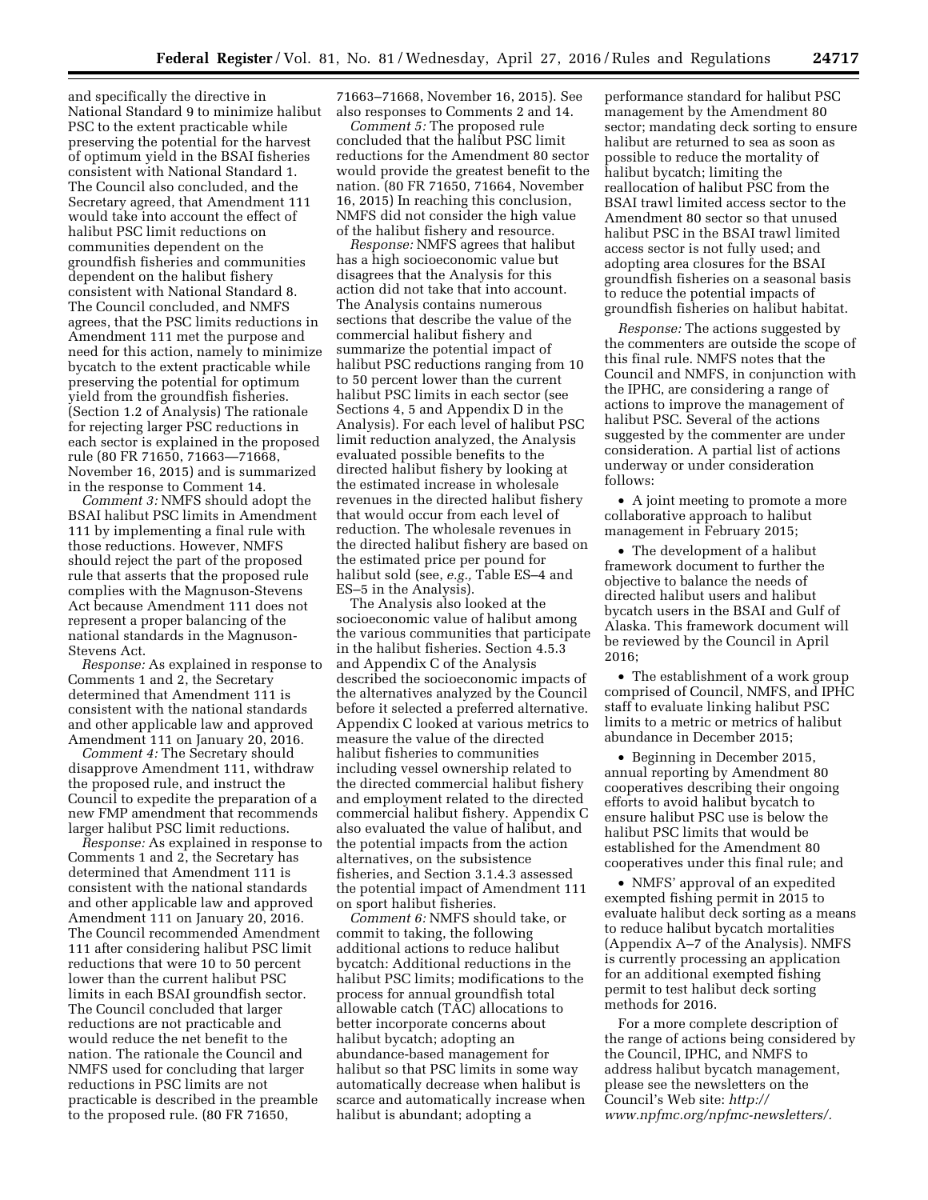and specifically the directive in National Standard 9 to minimize halibut PSC to the extent practicable while preserving the potential for the harvest of optimum yield in the BSAI fisheries consistent with National Standard 1. The Council also concluded, and the Secretary agreed, that Amendment 111 would take into account the effect of halibut PSC limit reductions on communities dependent on the groundfish fisheries and communities dependent on the halibut fishery consistent with National Standard 8. The Council concluded, and NMFS agrees, that the PSC limits reductions in Amendment 111 met the purpose and need for this action, namely to minimize bycatch to the extent practicable while preserving the potential for optimum yield from the groundfish fisheries. (Section 1.2 of Analysis) The rationale for rejecting larger PSC reductions in each sector is explained in the proposed rule (80 FR 71650, 71663—71668, November 16, 2015) and is summarized in the response to Comment 14.

*Comment 3:* NMFS should adopt the BSAI halibut PSC limits in Amendment 111 by implementing a final rule with those reductions. However, NMFS should reject the part of the proposed rule that asserts that the proposed rule complies with the Magnuson-Stevens Act because Amendment 111 does not represent a proper balancing of the national standards in the Magnuson-Stevens Act.

*Response:* As explained in response to Comments 1 and 2, the Secretary determined that Amendment 111 is consistent with the national standards and other applicable law and approved Amendment 111 on January 20, 2016.

*Comment 4:* The Secretary should disapprove Amendment 111, withdraw the proposed rule, and instruct the Council to expedite the preparation of a new FMP amendment that recommends larger halibut PSC limit reductions.

*Response:* As explained in response to Comments 1 and 2, the Secretary has determined that Amendment 111 is consistent with the national standards and other applicable law and approved Amendment 111 on January 20, 2016. The Council recommended Amendment 111 after considering halibut PSC limit reductions that were 10 to 50 percent lower than the current halibut PSC limits in each BSAI groundfish sector. The Council concluded that larger reductions are not practicable and would reduce the net benefit to the nation. The rationale the Council and NMFS used for concluding that larger reductions in PSC limits are not practicable is described in the preamble to the proposed rule. (80 FR 71650, 71663–71668, November 16, 2015). See also responses to Comments 2 and 14.

*Comment 5:* The proposed rule concluded that the halibut PSC limit reductions for the Amendment 80 sector would provide the greatest benefit to the nation. (80 FR 71650, 71664, November 16, 2015) In reaching this conclusion, NMFS did not consider the high value of the halibut fishery and resource.

*Response:* NMFS agrees that halibut has a high socioeconomic value but disagrees that the Analysis for this action did not take that into account. The Analysis contains numerous sections that describe the value of the commercial halibut fishery and summarize the potential impact of halibut PSC reductions ranging from 10 to 50 percent lower than the current halibut PSC limits in each sector (see Sections 4, 5 and Appendix D in the Analysis). For each level of halibut PSC limit reduction analyzed, the Analysis evaluated possible benefits to the directed halibut fishery by looking at the estimated increase in wholesale revenues in the directed halibut fishery that would occur from each level of reduction. The wholesale revenues in the directed halibut fishery are based on the estimated price per pound for halibut sold (see, *e.g.,* Table ES–4 and ES–5 in the Analysis).

The Analysis also looked at the socioeconomic value of halibut among the various communities that participate in the halibut fisheries. Section 4.5.3 and Appendix C of the Analysis described the socioeconomic impacts of the alternatives analyzed by the Council before it selected a preferred alternative. Appendix C looked at various metrics to measure the value of the directed halibut fisheries to communities including vessel ownership related to the directed commercial halibut fishery and employment related to the directed commercial halibut fishery. Appendix C also evaluated the value of halibut, and the potential impacts from the action alternatives, on the subsistence fisheries, and Section 3.1.4.3 assessed the potential impact of Amendment 111 on sport halibut fisheries.

*Comment 6:* NMFS should take, or commit to taking, the following additional actions to reduce halibut bycatch: Additional reductions in the halibut PSC limits; modifications to the process for annual groundfish total allowable catch (TAC) allocations to better incorporate concerns about halibut bycatch; adopting an abundance-based management for halibut so that PSC limits in some way automatically decrease when halibut is scarce and automatically increase when halibut is abundant; adopting a performance standard for halibut PSC management by the Amendment 80 sector; mandating deck sorting to ensure halibut are returned to sea as soon as possible to reduce the mortality of halibut bycatch; limiting the reallocation of halibut PSC from the BSAI trawl limited access sector to the Amendment 80 sector so that unused halibut PSC in the BSAI trawl limited access sector is not fully used; and adopting area closures for the BSAI groundfish fisheries on a seasonal basis to reduce the potential impacts of groundfish fisheries on halibut habitat.

*Response:* The actions suggested by the commenters are outside the scope of this final rule. NMFS notes that the Council and NMFS, in conjunction with the IPHC, are considering a range of actions to improve the management of halibut PSC. Several of the actions suggested by the commenter are under consideration. A partial list of actions underway or under consideration follows:

- A joint meeting to promote a more collaborative approach to halibut management in February 2015;
- The development of a halibut framework document to further the objective to balance the needs of directed halibut users and halibut bycatch users in the BSAI and Gulf of Alaska. This framework document will be reviewed by the Council in April 2016;
- The establishment of a work group comprised of Council, NMFS, and IPHC staff to evaluate linking halibut PSC limits to a metric or metrics of halibut abundance in December 2015;
- Beginning in December 2015, annual reporting by Amendment 80 cooperatives describing their ongoing efforts to avoid halibut bycatch to ensure halibut PSC use is below the halibut PSC limits that would be established for the Amendment 80 cooperatives under this final rule; and
- NMFS' approval of an expedited exempted fishing permit in 2015 to evaluate halibut deck sorting as a means to reduce halibut bycatch mortalities (Appendix A–7 of the Analysis). NMFS is currently processing an application for an additional exempted fishing permit to test halibut deck sorting methods for 2016.

For a more complete description of the range of actions being considered by the Council, IPHC, and NMFS to address halibut bycatch management, please see the newsletters on the Council's Web site: *http://www.npfmc.org/npfmc-newsletters/.*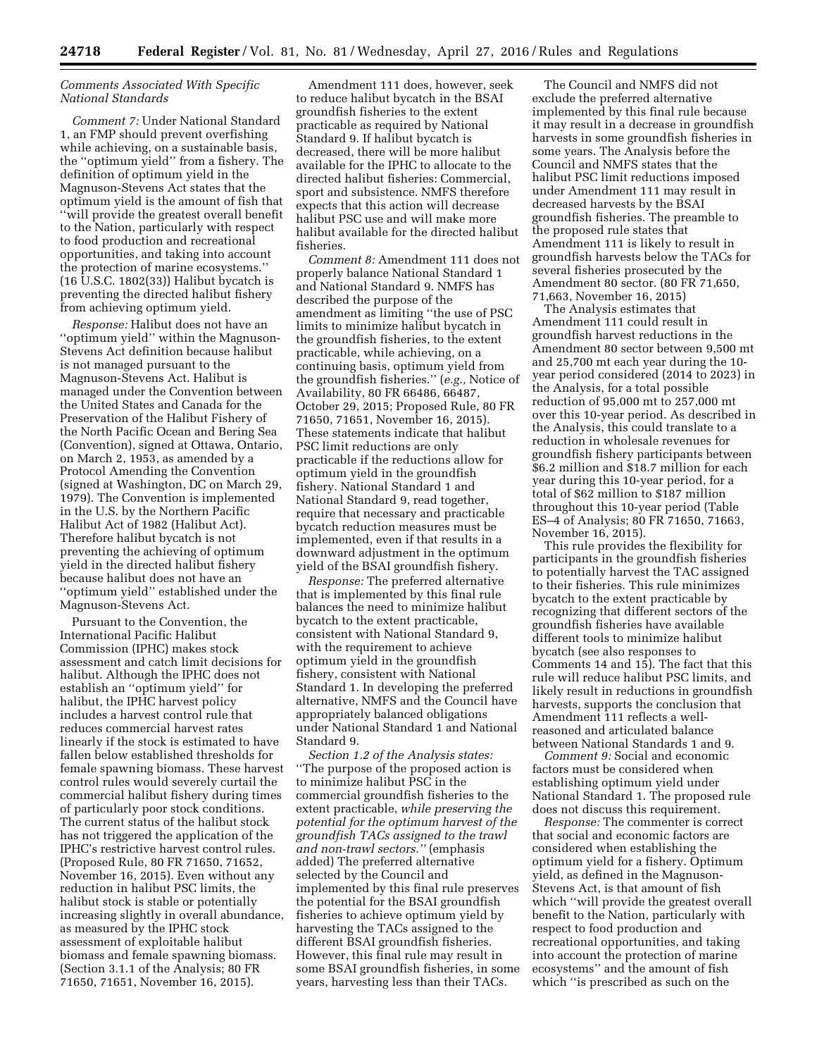### *Comments Associated With Specific National Standards*

*Comment 7:* Under National Standard 1, an FMP should prevent overfishing while achieving, on a sustainable basis, the ''optimum yield'' from a fishery. The definition of optimum yield in the Magnuson-Stevens Act states that the optimum yield is the amount of fish that ''will provide the greatest overall benefit to the Nation, particularly with respect to food production and recreational opportunities, and taking into account the protection of marine ecosystems.'' (16 U.S.C. 1802(33)) Halibut bycatch is preventing the directed halibut fishery from achieving optimum yield.

*Response:* Halibut does not have an ''optimum yield'' within the Magnuson-Stevens Act definition because halibut is not managed pursuant to the Magnuson-Stevens Act. Halibut is managed under the Convention between the United States and Canada for the Preservation of the Halibut Fishery of the North Pacific Ocean and Bering Sea (Convention), signed at Ottawa, Ontario, on March 2, 1953, as amended by a Protocol Amending the Convention (signed at Washington, DC on March 29, 1979). The Convention is implemented in the U.S. by the Northern Pacific Halibut Act of 1982 (Halibut Act). Therefore halibut bycatch is not preventing the achieving of optimum yield in the directed halibut fishery because halibut does not have an ''optimum yield'' established under the Magnuson-Stevens Act.

Pursuant to the Convention, the International Pacific Halibut Commission (IPHC) makes stock assessment and catch limit decisions for halibut. Although the IPHC does not establish an ''optimum yield'' for halibut, the IPHC harvest policy includes a harvest control rule that reduces commercial harvest rates linearly if the stock is estimated to have fallen below established thresholds for female spawning biomass. These harvest control rules would severely curtail the commercial halibut fishery during times of particularly poor stock conditions. The current status of the halibut stock has not triggered the application of the IPHC's restrictive harvest control rules. (Proposed Rule, 80 FR 71650, 71652, November 16, 2015). Even without any reduction in halibut PSC limits, the halibut stock is stable or potentially increasing slightly in overall abundance, as measured by the IPHC stock assessment of exploitable halibut biomass and female spawning biomass. (Section 3.1.1 of the Analysis; 80 FR 71650, 71651, November 16, 2015).

Amendment 111 does, however, seek to reduce halibut bycatch in the BSAI groundfish fisheries to the extent practicable as required by National Standard 9. If halibut bycatch is decreased, there will be more halibut available for the IPHC to allocate to the directed halibut fisheries: Commercial, sport and subsistence. NMFS therefore expects that this action will decrease halibut PSC use and will make more halibut available for the directed halibut fisheries.

*Comment 8:* Amendment 111 does not properly balance National Standard 1 and National Standard 9. NMFS has described the purpose of the amendment as limiting ''the use of PSC limits to minimize halibut bycatch in the groundfish fisheries, to the extent practicable, while achieving, on a continuing basis, optimum yield from the groundfish fisheries.'' (*e.g.,* Notice of Availability, 80 FR 66486, 66487, October 29, 2015; Proposed Rule, 80 FR 71650, 71651, November 16, 2015). These statements indicate that halibut PSC limit reductions are only practicable if the reductions allow for optimum yield in the groundfish fishery. National Standard 1 and National Standard 9, read together, require that necessary and practicable bycatch reduction measures must be implemented, even if that results in a downward adjustment in the optimum yield of the BSAI groundfish fishery.

*Response:* The preferred alternative that is implemented by this final rule balances the need to minimize halibut bycatch to the extent practicable, consistent with National Standard 9, with the requirement to achieve optimum yield in the groundfish fishery, consistent with National Standard 1. In developing the preferred alternative, NMFS and the Council have appropriately balanced obligations under National Standard 1 and National Standard 9.

*Section 1.2 of the Analysis states:* ''The purpose of the proposed action is to minimize halibut PSC in the commercial groundfish fisheries to the extent practicable, *while preserving the potential for the optimum harvest of the groundfish TACs assigned to the trawl and non-trawl sectors.''* (emphasis added) The preferred alternative selected by the Council and implemented by this final rule preserves the potential for the BSAI groundfish fisheries to achieve optimum yield by harvesting the TACs assigned to the different BSAI groundfish fisheries. However, this final rule may result in some BSAI groundfish fisheries, in some years, harvesting less than their TACs.

The Council and NMFS did not exclude the preferred alternative implemented by this final rule because it may result in a decrease in groundfish harvests in some groundfish fisheries in some years. The Analysis before the Council and NMFS states that the halibut PSC limit reductions imposed under Amendment 111 may result in decreased harvests by the BSAI groundfish fisheries. The preamble to the proposed rule states that Amendment 111 is likely to result in groundfish harvests below the TACs for several fisheries prosecuted by the Amendment 80 sector. (80 FR 71,650, 71,663, November 16, 2015)

The Analysis estimates that Amendment 111 could result in groundfish harvest reductions in the Amendment 80 sector between 9,500 mt and 25,700 mt each year during the 10-year period considered (2014 to 2023) in the Analysis, for a total possible reduction of 95,000 mt to 257,000 mt over this 10-year period. As described in the Analysis, this could translate to a reduction in wholesale revenues for groundfish fishery participants between $6.2 million and $18.7 million for each year during this 10-year period, for a total of $62 million to $187 million throughout this 10-year period (Table ES–4 of Analysis; 80 FR 71650, 71663, November 16, 2015).

This rule provides the flexibility for participants in the groundfish fisheries to potentially harvest the TAC assigned to their fisheries. This rule minimizes bycatch to the extent practicable by recognizing that different sectors of the groundfish fisheries have available different tools to minimize halibut bycatch (see also responses to Comments 14 and 15). The fact that this rule will reduce halibut PSC limits, and likely result in reductions in groundfish harvests, supports the conclusion that Amendment 111 reflects a well-reasoned and articulated balance between National Standards 1 and 9.

*Comment 9:* Social and economic factors must be considered when establishing optimum yield under National Standard 1. The proposed rule does not discuss this requirement.

*Response:* The commenter is correct that social and economic factors are considered when establishing the optimum yield for a fishery. Optimum yield, as defined in the Magnuson-Stevens Act, is that amount of fish which ''will provide the greatest overall benefit to the Nation, particularly with respect to food production and recreational opportunities, and taking into account the protection of marine ecosystems'' and the amount of fish which ''is prescribed as such on the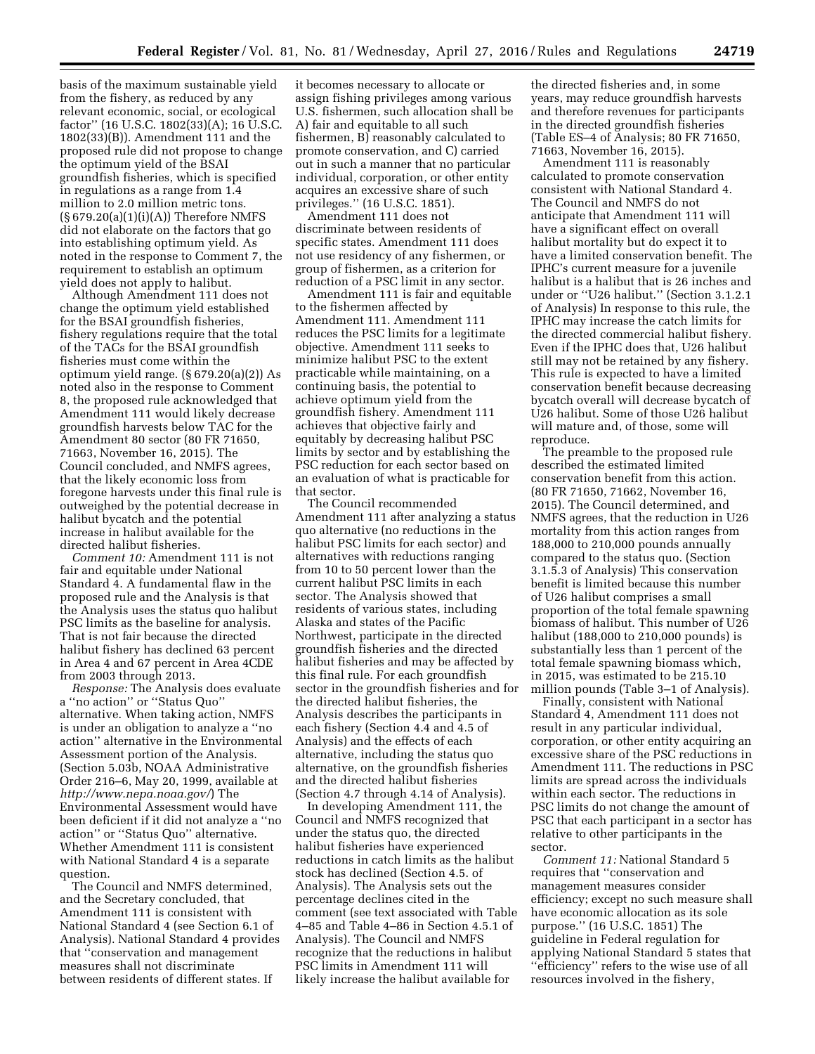basis of the maximum sustainable yield from the fishery, as reduced by any relevant economic, social, or ecological factor'' (16 U.S.C. 1802(33)(A); 16 U.S.C. 1802(33)(B)). Amendment 111 and the proposed rule did not propose to change the optimum yield of the BSAI groundfish fisheries, which is specified in regulations as a range from 1.4 million to 2.0 million metric tons. (§ 679.20(a)(1)(i)(A)) Therefore NMFS did not elaborate on the factors that go into establishing optimum yield. As noted in the response to Comment 7, the requirement to establish an optimum yield does not apply to halibut.

Although Amendment 111 does not change the optimum yield established for the BSAI groundfish fisheries, fishery regulations require that the total of the TACs for the BSAI groundfish fisheries must come within the optimum yield range. (§ 679.20(a)(2)) As noted also in the response to Comment 8, the proposed rule acknowledged that Amendment 111 would likely decrease groundfish harvests below TAC for the Amendment 80 sector (80 FR 71650, 71663, November 16, 2015). The Council concluded, and NMFS agrees, that the likely economic loss from foregone harvests under this final rule is outweighed by the potential decrease in halibut bycatch and the potential increase in halibut available for the directed halibut fisheries.

*Comment 10:* Amendment 111 is not fair and equitable under National Standard 4. A fundamental flaw in the proposed rule and the Analysis is that the Analysis uses the status quo halibut PSC limits as the baseline for analysis. That is not fair because the directed halibut fishery has declined 63 percent in Area 4 and 67 percent in Area 4CDE from 2003 through 2013.

*Response:* The Analysis does evaluate a ''no action'' or ''Status Quo'' alternative. When taking action, NMFS is under an obligation to analyze a ''no action'' alternative in the Environmental Assessment portion of the Analysis. (Section 5.03b, NOAA Administrative Order 216–6, May 20, 1999, available at *http://www.nepa.noaa.gov/*) The Environmental Assessment would have been deficient if it did not analyze a ''no action'' or ''Status Quo'' alternative. Whether Amendment 111 is consistent with National Standard 4 is a separate question.

The Council and NMFS determined, and the Secretary concluded, that Amendment 111 is consistent with National Standard 4 (see Section 6.1 of Analysis). National Standard 4 provides that ''conservation and management measures shall not discriminate between residents of different states. If it becomes necessary to allocate or assign fishing privileges among various U.S. fishermen, such allocation shall be A) fair and equitable to all such fishermen, B) reasonably calculated to promote conservation, and C) carried out in such a manner that no particular individual, corporation, or other entity acquires an excessive share of such privileges.'' (16 U.S.C. 1851).

Amendment 111 does not discriminate between residents of specific states. Amendment 111 does not use residency of any fishermen, or group of fishermen, as a criterion for reduction of a PSC limit in any sector.

Amendment 111 is fair and equitable to the fishermen affected by Amendment 111. Amendment 111 reduces the PSC limits for a legitimate objective. Amendment 111 seeks to minimize halibut PSC to the extent practicable while maintaining, on a continuing basis, the potential to achieve optimum yield from the groundfish fishery. Amendment 111 achieves that objective fairly and equitably by decreasing halibut PSC limits by sector and by establishing the PSC reduction for each sector based on an evaluation of what is practicable for that sector.

The Council recommended Amendment 111 after analyzing a status quo alternative (no reductions in the halibut PSC limits for each sector) and alternatives with reductions ranging from 10 to 50 percent lower than the current halibut PSC limits in each sector. The Analysis showed that residents of various states, including Alaska and states of the Pacific Northwest, participate in the directed groundfish fisheries and the directed halibut fisheries and may be affected by this final rule. For each groundfish sector in the groundfish fisheries and for the directed halibut fisheries, the Analysis describes the participants in each fishery (Section 4.4 and 4.5 of Analysis) and the effects of each alternative, including the status quo alternative, on the groundfish fisheries and the directed halibut fisheries (Section 4.7 through 4.14 of Analysis).

In developing Amendment 111, the Council and NMFS recognized that under the status quo, the directed halibut fisheries have experienced reductions in catch limits as the halibut stock has declined (Section 4.5. of Analysis). The Analysis sets out the percentage declines cited in the comment (see text associated with Table 4–85 and Table 4–86 in Section 4.5.1 of Analysis). The Council and NMFS recognize that the reductions in halibut PSC limits in Amendment 111 will likely increase the halibut available for the directed fisheries and, in some years, may reduce groundfish harvests and therefore revenues for participants in the directed groundfish fisheries (Table ES–4 of Analysis; 80 FR 71650, 71663, November 16, 2015).

Amendment 111 is reasonably calculated to promote conservation consistent with National Standard 4. The Council and NMFS do not anticipate that Amendment 111 will have a significant effect on overall halibut mortality but do expect it to have a limited conservation benefit. The IPHC's current measure for a juvenile halibut is a halibut that is 26 inches and under or ''U26 halibut.'' (Section 3.1.2.1 of Analysis) In response to this rule, the IPHC may increase the catch limits for the directed commercial halibut fishery. Even if the IPHC does that, U26 halibut still may not be retained by any fishery. This rule is expected to have a limited conservation benefit because decreasing bycatch overall will decrease bycatch of U26 halibut. Some of those U26 halibut will mature and, of those, some will reproduce.

The preamble to the proposed rule described the estimated limited conservation benefit from this action. (80 FR 71650, 71662, November 16, 2015). The Council determined, and NMFS agrees, that the reduction in U26 mortality from this action ranges from 188,000 to 210,000 pounds annually compared to the status quo. (Section 3.1.5.3 of Analysis) This conservation benefit is limited because this number of U26 halibut comprises a small proportion of the total female spawning biomass of halibut. This number of U26 halibut (188,000 to 210,000 pounds) is substantially less than 1 percent of the total female spawning biomass which, in 2015, was estimated to be 215.10 million pounds (Table 3–1 of Analysis).

Finally, consistent with National Standard 4, Amendment 111 does not result in any particular individual, corporation, or other entity acquiring an excessive share of the PSC reductions in Amendment 111. The reductions in PSC limits are spread across the individuals within each sector. The reductions in PSC limits do not change the amount of PSC that each participant in a sector has relative to other participants in the sector.

*Comment 11:* National Standard 5 requires that ''conservation and management measures consider efficiency; except no such measure shall have economic allocation as its sole purpose.'' (16 U.S.C. 1851) The guideline in Federal regulation for applying National Standard 5 states that ''efficiency'' refers to the wise use of all resources involved in the fishery,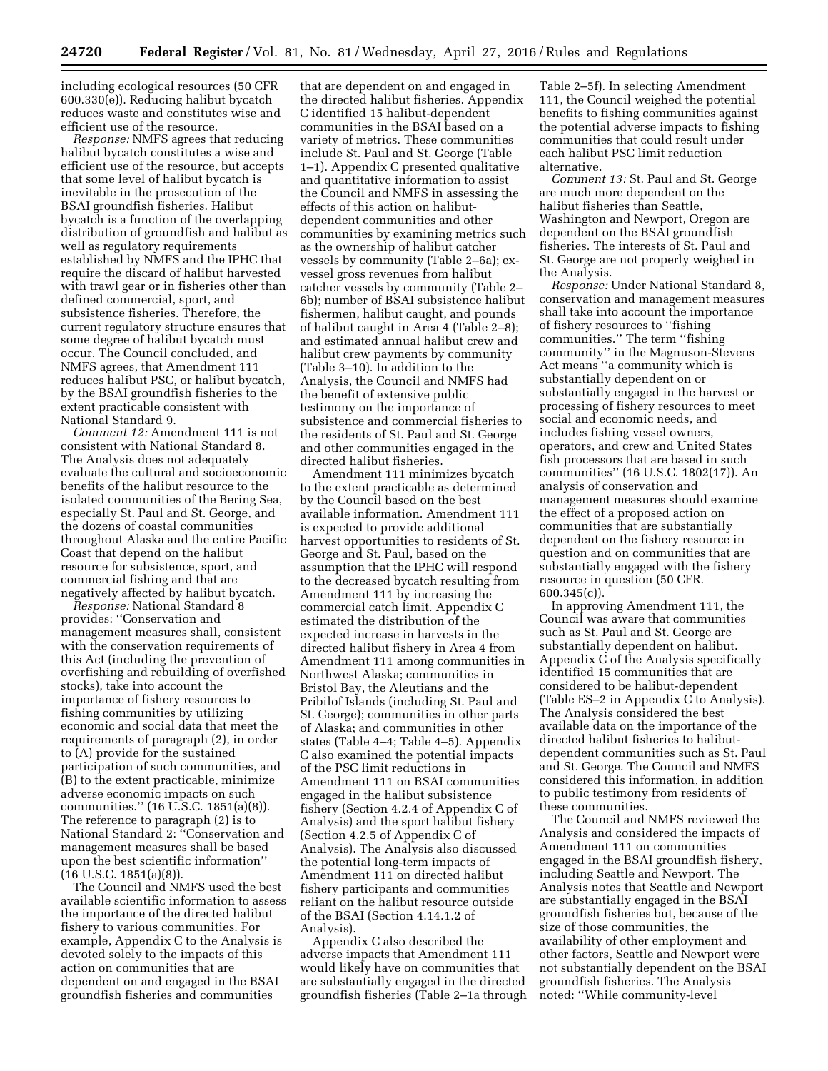including ecological resources (50 CFR 600.330(e)). Reducing halibut bycatch reduces waste and constitutes wise and efficient use of the resource.

*Response:* NMFS agrees that reducing halibut bycatch constitutes a wise and efficient use of the resource, but accepts that some level of halibut bycatch is inevitable in the prosecution of the BSAI groundfish fisheries. Halibut bycatch is a function of the overlapping distribution of groundfish and halibut as well as regulatory requirements established by NMFS and the IPHC that require the discard of halibut harvested with trawl gear or in fisheries other than defined commercial, sport, and subsistence fisheries. Therefore, the current regulatory structure ensures that some degree of halibut bycatch must occur. The Council concluded, and NMFS agrees, that Amendment 111 reduces halibut PSC, or halibut bycatch, by the BSAI groundfish fisheries to the extent practicable consistent with National Standard 9.

*Comment 12:* Amendment 111 is not consistent with National Standard 8. The Analysis does not adequately evaluate the cultural and socioeconomic benefits of the halibut resource to the isolated communities of the Bering Sea, especially St. Paul and St. George, and the dozens of coastal communities throughout Alaska and the entire Pacific Coast that depend on the halibut resource for subsistence, sport, and commercial fishing and that are negatively affected by halibut bycatch.

*Response:* National Standard 8 provides: ''Conservation and management measures shall, consistent with the conservation requirements of this Act (including the prevention of overfishing and rebuilding of overfished stocks), take into account the importance of fishery resources to fishing communities by utilizing economic and social data that meet the requirements of paragraph (2), in order to (A) provide for the sustained participation of such communities, and (B) to the extent practicable, minimize adverse economic impacts on such communities.'' (16 U.S.C. 1851(a)(8)). The reference to paragraph (2) is to National Standard 2: ''Conservation and management measures shall be based upon the best scientific information'' (16 U.S.C. 1851(a)(8)).

The Council and NMFS used the best available scientific information to assess the importance of the directed halibut fishery to various communities. For example, Appendix C to the Analysis is devoted solely to the impacts of this action on communities that are dependent on and engaged in the BSAI groundfish fisheries and communities that are dependent on and engaged in the directed halibut fisheries. Appendix C identified 15 halibut-dependent communities in the BSAI based on a variety of metrics. These communities include St. Paul and St. George (Table 1–1). Appendix C presented qualitative and quantitative information to assist the Council and NMFS in assessing the effects of this action on halibut-dependent communities and other communities by examining metrics such as the ownership of halibut catcher vessels by community (Table 2–6a); ex-vessel gross revenues from halibut catcher vessels by community (Table 2–6b); number of BSAI subsistence halibut fishermen, halibut caught, and pounds of halibut caught in Area 4 (Table 2–8); and estimated annual halibut crew and halibut crew payments by community (Table 3–10). In addition to the Analysis, the Council and NMFS had the benefit of extensive public testimony on the importance of subsistence and commercial fisheries to the residents of St. Paul and St. George and other communities engaged in the directed halibut fisheries.

Amendment 111 minimizes bycatch to the extent practicable as determined by the Council based on the best available information. Amendment 111 is expected to provide additional harvest opportunities to residents of St. George and St. Paul, based on the assumption that the IPHC will respond to the decreased bycatch resulting from Amendment 111 by increasing the commercial catch limit. Appendix C estimated the distribution of the expected increase in harvests in the directed halibut fishery in Area 4 from Amendment 111 among communities in Northwest Alaska; communities in Bristol Bay, the Aleutians and the Pribilof Islands (including St. Paul and St. George); communities in other parts of Alaska; and communities in other states (Table 4–4; Table 4–5). Appendix C also examined the potential impacts of the PSC limit reductions in Amendment 111 on BSAI communities engaged in the halibut subsistence fishery (Section 4.2.4 of Appendix C of Analysis) and the sport halibut fishery (Section 4.2.5 of Appendix C of Analysis). The Analysis also discussed the potential long-term impacts of Amendment 111 on directed halibut fishery participants and communities reliant on the halibut resource outside of the BSAI (Section 4.14.1.2 of Analysis).

Appendix C also described the adverse impacts that Amendment 111 would likely have on communities that are substantially engaged in the directed groundfish fisheries (Table 2–1a through Table 2–5f). In selecting Amendment 111, the Council weighed the potential benefits to fishing communities against the potential adverse impacts to fishing communities that could result under each halibut PSC limit reduction alternative.

*Comment 13:* St. Paul and St. George are much more dependent on the halibut fisheries than Seattle, Washington and Newport, Oregon are dependent on the BSAI groundfish fisheries. The interests of St. Paul and St. George are not properly weighed in the Analysis.

*Response:* Under National Standard 8, conservation and management measures shall take into account the importance of fishery resources to ''fishing communities.'' The term ''fishing community'' in the Magnuson-Stevens Act means ''a community which is substantially dependent on or substantially engaged in the harvest or processing of fishery resources to meet social and economic needs, and includes fishing vessel owners, operators, and crew and United States fish processors that are based in such communities'' (16 U.S.C. 1802(17)). An analysis of conservation and management measures should examine the effect of a proposed action on communities that are substantially dependent on the fishery resource in question and on communities that are substantially engaged with the fishery resource in question (50 CFR. 600.345(c)).

In approving Amendment 111, the Council was aware that communities such as St. Paul and St. George are substantially dependent on halibut. Appendix C of the Analysis specifically identified 15 communities that are considered to be halibut-dependent (Table ES–2 in Appendix C to Analysis). The Analysis considered the best available data on the importance of the directed halibut fisheries to halibut-dependent communities such as St. Paul and St. George. The Council and NMFS considered this information, in addition to public testimony from residents of these communities.

The Council and NMFS reviewed the Analysis and considered the impacts of Amendment 111 on communities engaged in the BSAI groundfish fishery, including Seattle and Newport. The Analysis notes that Seattle and Newport are substantially engaged in the BSAI groundfish fisheries but, because of the size of those communities, the availability of other employment and other factors, Seattle and Newport were not substantially dependent on the BSAI groundfish fisheries. The Analysis noted: ''While community-level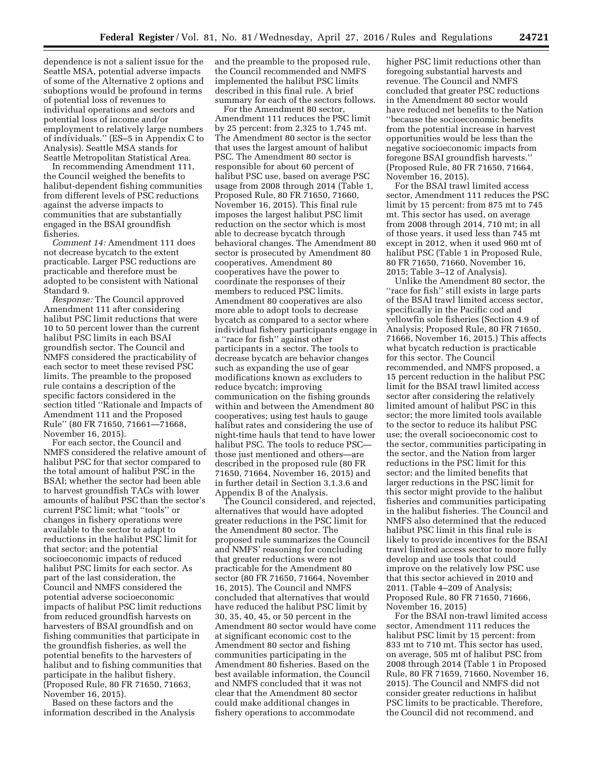dependence is not a salient issue for the Seattle MSA, potential adverse impacts of some of the Alternative 2 options and suboptions would be profound in terms of potential loss of revenues to individual operations and sectors and potential loss of income and/or employment to relatively large numbers of individuals.'' (ES–5 in Appendix C to Analysis). Seattle MSA stands for Seattle Metropolitan Statistical Area.

In recommending Amendment 111, the Council weighed the benefits to halibut-dependent fishing communities from different levels of PSC reductions against the adverse impacts to communities that are substantially engaged in the BSAI groundfish fisheries.

*Comment 14:* Amendment 111 does not decrease bycatch to the extent practicable. Larger PSC reductions are practicable and therefore must be adopted to be consistent with National Standard 9.

*Response:* The Council approved Amendment 111 after considering halibut PSC limit reductions that were 10 to 50 percent lower than the current halibut PSC limits in each BSAI groundfish sector. The Council and NMFS considered the practicability of each sector to meet these revised PSC limits. The preamble to the proposed rule contains a description of the specific factors considered in the section titled ''Rationale and Impacts of Amendment 111 and the Proposed Rule'' (80 FR 71650, 71661—71668, November 16, 2015).

For each sector, the Council and NMFS considered the relative amount of halibut PSC for that sector compared to the total amount of halibut PSC in the BSAI; whether the sector had been able to harvest groundfish TACs with lower amounts of halibut PSC than the sector's current PSC limit; what ''tools'' or changes in fishery operations were available to the sector to adapt to reductions in the halibut PSC limit for that sector; and the potential socioeconomic impacts of reduced halibut PSC limits for each sector. As part of the last consideration, the Council and NMFS considered the potential adverse socioeconomic impacts of halibut PSC limit reductions from reduced groundfish harvests on harvesters of BSAI groundfish and on fishing communities that participate in the groundfish fisheries, as well the potential benefits to the harvesters of halibut and to fishing communities that participate in the halibut fishery. (Proposed Rule, 80 FR 71650, 71663, November 16, 2015).

Based on these factors and the information described in the Analysis and the preamble to the proposed rule, the Council recommended and NMFS implemented the halibut PSC limits described in this final rule. A brief summary for each of the sectors follows.

For the Amendment 80 sector, Amendment 111 reduces the PSC limit by 25 percent: from 2,325 to 1,745 mt. The Amendment 80 sector is the sector that uses the largest amount of halibut PSC. The Amendment 80 sector is responsible for about 60 percent of halibut PSC use, based on average PSC usage from 2008 through 2014 (Table 1, Proposed Rule, 80 FR 71650, 71660, November 16, 2015). This final rule imposes the largest halibut PSC limit reduction on the sector which is most able to decrease bycatch through behavioral changes. The Amendment 80 sector is prosecuted by Amendment 80 cooperatives. Amendment 80 cooperatives have the power to coordinate the responses of their members to reduced PSC limits. Amendment 80 cooperatives are also more able to adopt tools to decrease bycatch as compared to a sector where individual fishery participants engage in a ''race for fish'' against other participants in a sector. The tools to decrease bycatch are behavior changes such as expanding the use of gear modifications known as excluders to reduce bycatch; improving communication on the fishing grounds within and between the Amendment 80 cooperatives; using test hauls to gauge halibut rates and considering the use of night-time hauls that tend to have lower halibut PSC. The tools to reduce PSC—those just mentioned and others—are described in the proposed rule (80 FR 71650, 71664, November 16, 2015) and in further detail in Section 3.1.3.6 and Appendix B of the Analysis.

The Council considered, and rejected, alternatives that would have adopted greater reductions in the PSC limit for the Amendment 80 sector. The proposed rule summarizes the Council and NMFS' reasoning for concluding that greater reductions were not practicable for the Amendment 80 sector (80 FR 71650, 71664, November 16, 2015). The Council and NMFS concluded that alternatives that would have reduced the halibut PSC limit by 30, 35, 40, 45, or 50 percent in the Amendment 80 sector would have come at significant economic cost to the Amendment 80 sector and fishing communities participating in the Amendment 80 fisheries. Based on the best available information, the Council and NMFS concluded that it was not clear that the Amendment 80 sector could make additional changes in fishery operations to accommodate higher PSC limit reductions other than foregoing substantial harvests and revenue. The Council and NMFS concluded that greater PSC reductions in the Amendment 80 sector would have reduced net benefits to the Nation ''because the socioeconomic benefits from the potential increase in harvest opportunities would be less than the negative socioeconomic impacts from foregone BSAI groundfish harvests.'' (Proposed Rule, 80 FR 71650, 71664, November 16, 2015).

For the BSAI trawl limited access sector, Amendment 111 reduces the PSC limit by 15 percent: from 875 mt to 745 mt. This sector has used, on average from 2008 through 2014, 710 mt; in all of those years, it used less than 745 mt except in 2012, when it used 960 mt of halibut PSC (Table 1 in Proposed Rule, 80 FR 71650, 71660, November 16, 2015; Table 3–12 of Analysis).

Unlike the Amendment 80 sector, the ''race for fish'' still exists in large parts of the BSAI trawl limited access sector, specifically in the Pacific cod and yellowfin sole fisheries (Section 4.9 of Analysis; Proposed Rule, 80 FR 71650, 71666, November 16, 2015.) This affects what bycatch reduction is practicable for this sector. The Council recommended, and NMFS proposed, a 15 percent reduction in the halibut PSC limit for the BSAI trawl limited access sector after considering the relatively limited amount of halibut PSC in this sector; the more limited tools available to the sector to reduce its halibut PSC use; the overall socioeconomic cost to the sector, communities participating in the sector, and the Nation from larger reductions in the PSC limit for this sector; and the limited benefits that larger reductions in the PSC limit for this sector might provide to the halibut fisheries and communities participating in the halibut fisheries. The Council and NMFS also determined that the reduced halibut PSC limit in this final rule is likely to provide incentives for the BSAI trawl limited access sector to more fully develop and use tools that could improve on the relatively low PSC use that this sector achieved in 2010 and 2011. (Table 4–209 of Analysis; Proposed Rule, 80 FR 71650, 71666, November 16, 2015)

For the BSAI non-trawl limited access sector, Amendment 111 reduces the halibut PSC limit by 15 percent: from 833 mt to 710 mt. This sector has used, on average, 505 mt of halibut PSC from 2008 through 2014 (Table 1 in Proposed Rule, 80 FR 71659, 71660, November 16, 2015). The Council and NMFS did not consider greater reductions in halibut PSC limits to be practicable. Therefore, the Council did not recommend, and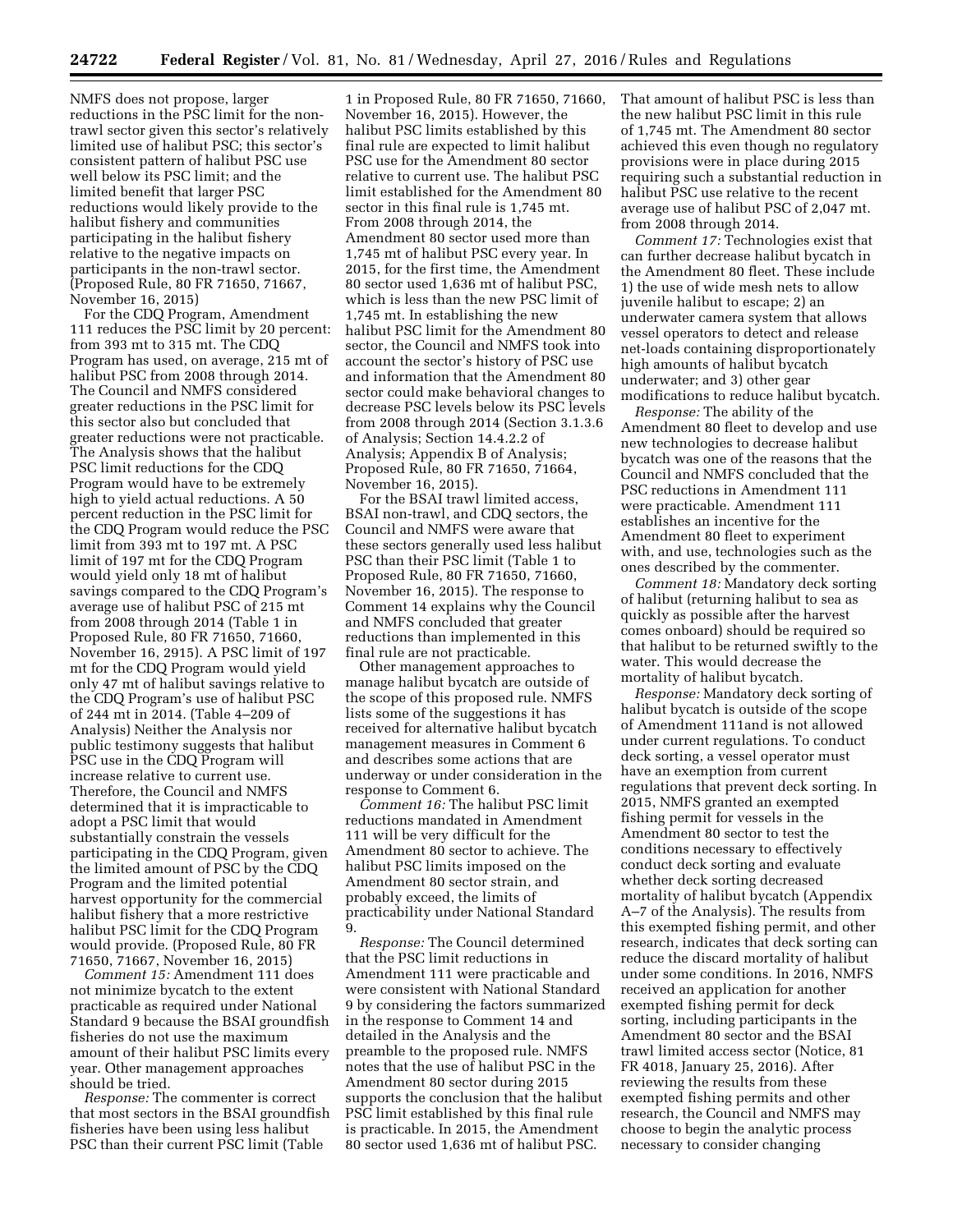NMFS does not propose, larger reductions in the PSC limit for the non-trawl sector given this sector's relatively limited use of halibut PSC; this sector's consistent pattern of halibut PSC use well below its PSC limit; and the limited benefit that larger PSC reductions would likely provide to the halibut fishery and communities participating in the halibut fishery relative to the negative impacts on participants in the non-trawl sector. (Proposed Rule, 80 FR 71650, 71667, November 16, 2015)

For the CDQ Program, Amendment 111 reduces the PSC limit by 20 percent: from 393 mt to 315 mt. The CDQ Program has used, on average, 215 mt of halibut PSC from 2008 through 2014. The Council and NMFS considered greater reductions in the PSC limit for this sector also but concluded that greater reductions were not practicable. The Analysis shows that the halibut PSC limit reductions for the CDQ Program would have to be extremely high to yield actual reductions. A 50 percent reduction in the PSC limit for the CDQ Program would reduce the PSC limit from 393 mt to 197 mt. A PSC limit of 197 mt for the CDQ Program would yield only 18 mt of halibut savings compared to the CDQ Program's average use of halibut PSC of 215 mt from 2008 through 2014 (Table 1 in Proposed Rule, 80 FR 71650, 71660, November 16, 2915). A PSC limit of 197 mt for the CDQ Program would yield only 47 mt of halibut savings relative to the CDQ Program's use of halibut PSC of 244 mt in 2014. (Table 4–209 of Analysis) Neither the Analysis nor public testimony suggests that halibut PSC use in the CDQ Program will increase relative to current use. Therefore, the Council and NMFS determined that it is impracticable to adopt a PSC limit that would substantially constrain the vessels participating in the CDQ Program, given the limited amount of PSC by the CDQ Program and the limited potential harvest opportunity for the commercial halibut fishery that a more restrictive halibut PSC limit for the CDQ Program would provide. (Proposed Rule, 80 FR 71650, 71667, November 16, 2015)

*Comment 15:* Amendment 111 does not minimize bycatch to the extent practicable as required under National Standard 9 because the BSAI groundfish fisheries do not use the maximum amount of their halibut PSC limits every year. Other management approaches should be tried.

*Response:* The commenter is correct that most sectors in the BSAI groundfish fisheries have been using less halibut PSC than their current PSC limit (Table 1 in Proposed Rule, 80 FR 71650, 71660, November 16, 2015). However, the halibut PSC limits established by this final rule are expected to limit halibut PSC use for the Amendment 80 sector relative to current use. The halibut PSC limit established for the Amendment 80 sector in this final rule is 1,745 mt. From 2008 through 2014, the Amendment 80 sector used more than 1,745 mt of halibut PSC every year. In 2015, for the first time, the Amendment 80 sector used 1,636 mt of halibut PSC, which is less than the new PSC limit of 1,745 mt. In establishing the new halibut PSC limit for the Amendment 80 sector, the Council and NMFS took into account the sector's history of PSC use and information that the Amendment 80 sector could make behavioral changes to decrease PSC levels below its PSC levels from 2008 through 2014 (Section 3.1.3.6 of Analysis; Section 14.4.2.2 of Analysis; Appendix B of Analysis; Proposed Rule, 80 FR 71650, 71664, November 16, 2015).

For the BSAI trawl limited access, BSAI non-trawl, and CDQ sectors, the Council and NMFS were aware that these sectors generally used less halibut PSC than their PSC limit (Table 1 to Proposed Rule, 80 FR 71650, 71660, November 16, 2015). The response to Comment 14 explains why the Council and NMFS concluded that greater reductions than implemented in this final rule are not practicable.

Other management approaches to manage halibut bycatch are outside of the scope of this proposed rule. NMFS lists some of the suggestions it has received for alternative halibut bycatch management measures in Comment 6 and describes some actions that are underway or under consideration in the response to Comment 6.

*Comment 16:* The halibut PSC limit reductions mandated in Amendment 111 will be very difficult for the Amendment 80 sector to achieve. The halibut PSC limits imposed on the Amendment 80 sector strain, and probably exceed, the limits of practicability under National Standard 9.

*Response:* The Council determined that the PSC limit reductions in Amendment 111 were practicable and were consistent with National Standard 9 by considering the factors summarized in the response to Comment 14 and detailed in the Analysis and the preamble to the proposed rule. NMFS notes that the use of halibut PSC in the Amendment 80 sector during 2015 supports the conclusion that the halibut PSC limit established by this final rule is practicable. In 2015, the Amendment 80 sector used 1,636 mt of halibut PSC. That amount of halibut PSC is less than the new halibut PSC limit in this rule of 1,745 mt. The Amendment 80 sector achieved this even though no regulatory provisions were in place during 2015 requiring such a substantial reduction in halibut PSC use relative to the recent average use of halibut PSC of 2,047 mt. from 2008 through 2014.

*Comment 17:* Technologies exist that can further decrease halibut bycatch in the Amendment 80 fleet. These include 1) the use of wide mesh nets to allow juvenile halibut to escape; 2) an underwater camera system that allows vessel operators to detect and release net-loads containing disproportionately high amounts of halibut bycatch underwater; and 3) other gear modifications to reduce halibut bycatch.

*Response:* The ability of the Amendment 80 fleet to develop and use new technologies to decrease halibut bycatch was one of the reasons that the Council and NMFS concluded that the PSC reductions in Amendment 111 were practicable. Amendment 111 establishes an incentive for the Amendment 80 fleet to experiment with, and use, technologies such as the ones described by the commenter.

*Comment 18:* Mandatory deck sorting of halibut (returning halibut to sea as quickly as possible after the harvest comes onboard) should be required so that halibut to be returned swiftly to the water. This would decrease the mortality of halibut bycatch.

*Response:* Mandatory deck sorting of halibut bycatch is outside of the scope of Amendment 111and is not allowed under current regulations. To conduct deck sorting, a vessel operator must have an exemption from current regulations that prevent deck sorting. In 2015, NMFS granted an exempted fishing permit for vessels in the Amendment 80 sector to test the conditions necessary to effectively conduct deck sorting and evaluate whether deck sorting decreased mortality of halibut bycatch (Appendix A–7 of the Analysis). The results from this exempted fishing permit, and other research, indicates that deck sorting can reduce the discard mortality of halibut under some conditions. In 2016, NMFS received an application for another exempted fishing permit for deck sorting, including participants in the Amendment 80 sector and the BSAI trawl limited access sector (Notice, 81 FR 4018, January 25, 2016). After reviewing the results from these exempted fishing permits and other research, the Council and NMFS may choose to begin the analytic process necessary to consider changing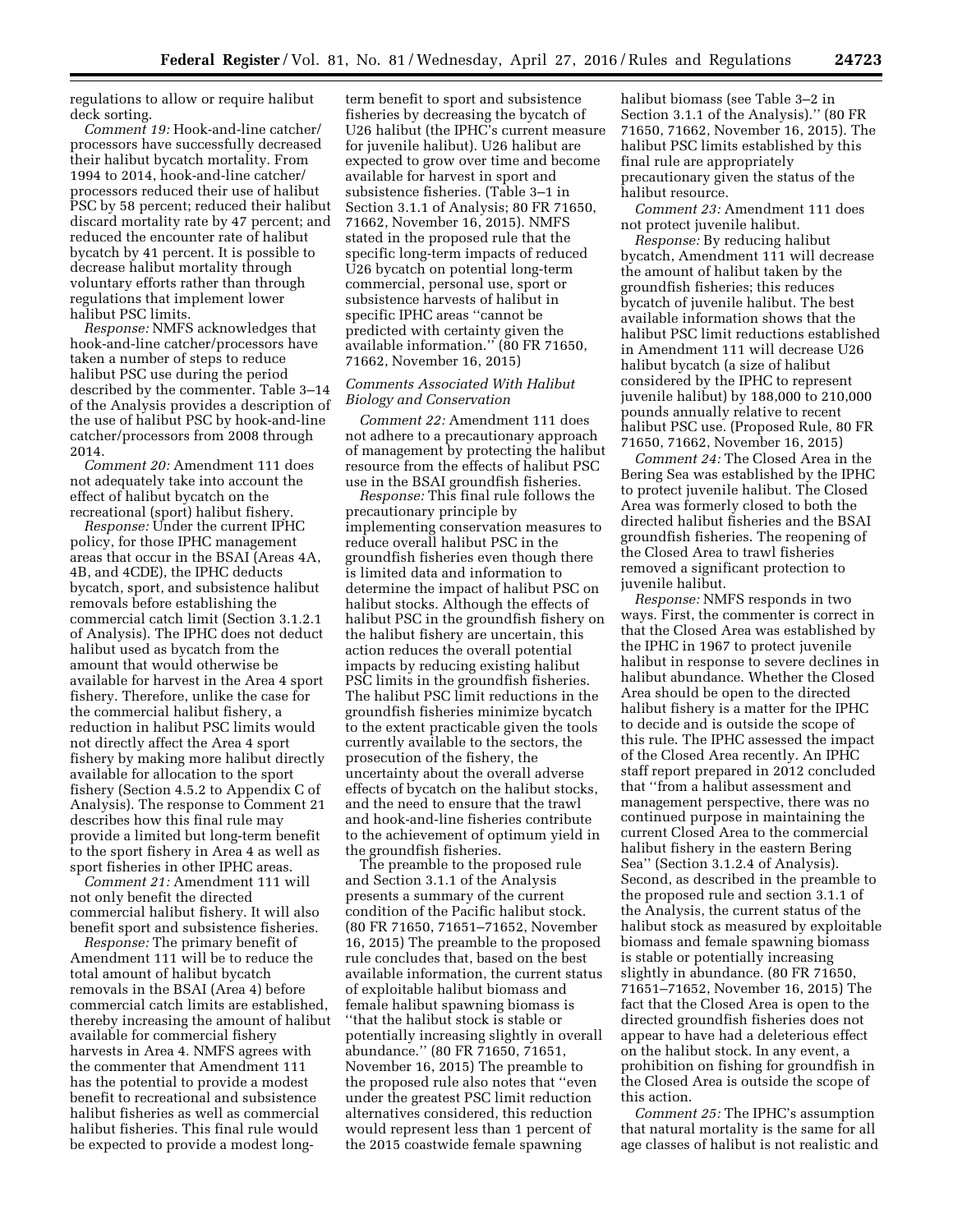regulations to allow or require halibut deck sorting.

*Comment 19:* Hook-and-line catcher/processors have successfully decreased their halibut bycatch mortality. From 1994 to 2014, hook-and-line catcher/processors reduced their use of halibut PSC by 58 percent; reduced their halibut discard mortality rate by 47 percent; and reduced the encounter rate of halibut bycatch by 41 percent. It is possible to decrease halibut mortality through voluntary efforts rather than through regulations that implement lower halibut PSC limits.

*Response:* NMFS acknowledges that hook-and-line catcher/processors have taken a number of steps to reduce halibut PSC use during the period described by the commenter. Table 3–14 of the Analysis provides a description of the use of halibut PSC by hook-and-line catcher/processors from 2008 through 2014.

*Comment 20:* Amendment 111 does not adequately take into account the effect of halibut bycatch on the recreational (sport) halibut fishery.

*Response:* Under the current IPHC policy, for those IPHC management areas that occur in the BSAI (Areas 4A, 4B, and 4CDE), the IPHC deducts bycatch, sport, and subsistence halibut removals before establishing the commercial catch limit (Section 3.1.2.1 of Analysis). The IPHC does not deduct halibut used as bycatch from the amount that would otherwise be available for harvest in the Area 4 sport fishery. Therefore, unlike the case for the commercial halibut fishery, a reduction in halibut PSC limits would not directly affect the Area 4 sport fishery by making more halibut directly available for allocation to the sport fishery (Section 4.5.2 to Appendix C of Analysis). The response to Comment 21 describes how this final rule may provide a limited but long-term benefit to the sport fishery in Area 4 as well as sport fisheries in other IPHC areas.

*Comment 21:* Amendment 111 will not only benefit the directed commercial halibut fishery. It will also benefit sport and subsistence fisheries.

*Response:* The primary benefit of Amendment 111 will be to reduce the total amount of halibut bycatch removals in the BSAI (Area 4) before commercial catch limits are established, thereby increasing the amount of halibut available for commercial fishery harvests in Area 4. NMFS agrees with the commenter that Amendment 111 has the potential to provide a modest benefit to recreational and subsistence halibut fisheries as well as commercial halibut fisheries. This final rule would be expected to provide a modest long-term benefit to sport and subsistence fisheries by decreasing the bycatch of U26 halibut (the IPHC's current measure for juvenile halibut). U26 halibut are expected to grow over time and become available for harvest in sport and subsistence fisheries. (Table 3–1 in Section 3.1.1 of Analysis; 80 FR 71650, 71662, November 16, 2015). NMFS stated in the proposed rule that the specific long-term impacts of reduced U26 bycatch on potential long-term commercial, personal use, sport or subsistence harvests of halibut in specific IPHC areas "cannot be predicted with certainty given the available information." (80 FR 71650, 71662, November 16, 2015)

### *Comments Associated With Halibut Biology and Conservation*

*Comment 22:* Amendment 111 does not adhere to a precautionary approach of management by protecting the halibut resource from the effects of halibut PSC use in the BSAI groundfish fisheries.

*Response:* This final rule follows the precautionary principle by implementing conservation measures to reduce overall halibut PSC in the groundfish fisheries even though there is limited data and information to determine the impact of halibut PSC on halibut stocks. Although the effects of halibut PSC in the groundfish fishery on the halibut fishery are uncertain, this action reduces the overall potential impacts by reducing existing halibut PSC limits in the groundfish fisheries. The halibut PSC limit reductions in the groundfish fisheries minimize bycatch to the extent practicable given the tools currently available to the sectors, the prosecution of the fishery, the uncertainty about the overall adverse effects of bycatch on the halibut stocks, and the need to ensure that the trawl and hook-and-line fisheries contribute to the achievement of optimum yield in the groundfish fisheries.

The preamble to the proposed rule and Section 3.1.1 of the Analysis presents a summary of the current condition of the Pacific halibut stock. (80 FR 71650, 71651–71652, November 16, 2015) The preamble to the proposed rule concludes that, based on the best available information, the current status of exploitable halibut biomass and female halibut spawning biomass is "that the halibut stock is stable or potentially increasing slightly in overall abundance." (80 FR 71650, 71651, November 16, 2015) The preamble to the proposed rule also notes that "even under the greatest PSC limit reduction alternatives considered, this reduction would represent less than 1 percent of the 2015 coastwide female spawning halibut biomass (see Table 3–2 in Section 3.1.1 of the Analysis)." (80 FR 71650, 71662, November 16, 2015). The halibut PSC limits established by this final rule are appropriately precautionary given the status of the halibut resource.

*Comment 23:* Amendment 111 does not protect juvenile halibut.

*Response:* By reducing halibut bycatch, Amendment 111 will decrease the amount of halibut taken by the groundfish fisheries; this reduces bycatch of juvenile halibut. The best available information shows that the halibut PSC limit reductions established in Amendment 111 will decrease U26 halibut bycatch (a size of halibut considered by the IPHC to represent juvenile halibut) by 188,000 to 210,000 pounds annually relative to recent halibut PSC use. (Proposed Rule, 80 FR 71650, 71662, November 16, 2015)

*Comment 24:* The Closed Area in the Bering Sea was established by the IPHC to protect juvenile halibut. The Closed Area was formerly closed to both the directed halibut fisheries and the BSAI groundfish fisheries. The reopening of the Closed Area to trawl fisheries removed a significant protection to juvenile halibut.

*Response:* NMFS responds in two ways. First, the commenter is correct in that the Closed Area was established by the IPHC in 1967 to protect juvenile halibut in response to severe declines in halibut abundance. Whether the Closed Area should be open to the directed halibut fishery is a matter for the IPHC to decide and is outside the scope of this rule. The IPHC assessed the impact of the Closed Area recently. An IPHC staff report prepared in 2012 concluded that "from a halibut assessment and management perspective, there was no continued purpose in maintaining the current Closed Area to the commercial halibut fishery in the eastern Bering Sea" (Section 3.1.2.4 of Analysis). Second, as described in the preamble to the proposed rule and section 3.1.1 of the Analysis, the current status of the halibut stock as measured by exploitable biomass and female spawning biomass is stable or potentially increasing slightly in abundance. (80 FR 71650, 71651–71652, November 16, 2015) The fact that the Closed Area is open to the directed groundfish fisheries does not appear to have had a deleterious effect on the halibut stock. In any event, a prohibition on fishing for groundfish in the Closed Area is outside the scope of this action.

*Comment 25:* The IPHC's assumption that natural mortality is the same for all age classes of halibut is not realistic and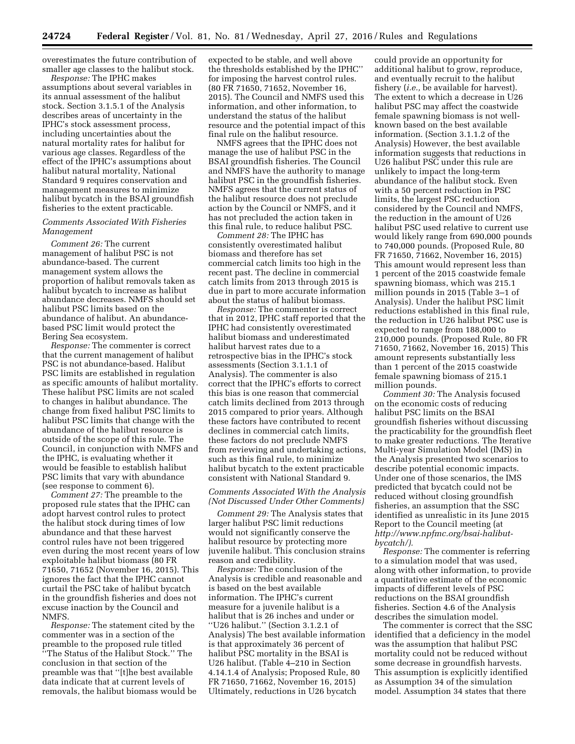overestimates the future contribution of smaller age classes to the halibut stock.

*Response:* The IPHC makes assumptions about several variables in its annual assessment of the halibut stock. Section 3.1.5.1 of the Analysis describes areas of uncertainty in the IPHC's stock assessment process, including uncertainties about the natural mortality rates for halibut for various age classes. Regardless of the effect of the IPHC's assumptions about halibut natural mortality, National Standard 9 requires conservation and management measures to minimize halibut bycatch in the BSAI groundfish fisheries to the extent practicable.

*Comments Associated With Fisheries Management*

*Comment 26:* The current management of halibut PSC is not abundance-based. The current management system allows the proportion of halibut removals taken as halibut bycatch to increase as halibut abundance decreases. NMFS should set halibut PSC limits based on the abundance of halibut. An abundance-based PSC limit would protect the Bering Sea ecosystem.

*Response:* The commenter is correct that the current management of halibut PSC is not abundance-based. Halibut PSC limits are established in regulation as specific amounts of halibut mortality. These halibut PSC limits are not scaled to changes in halibut abundance. The change from fixed halibut PSC limits to halibut PSC limits that change with the abundance of the halibut resource is outside of the scope of this rule. The Council, in conjunction with NMFS and the IPHC, is evaluating whether it would be feasible to establish halibut PSC limits that vary with abundance (see response to comment 6).

*Comment 27:* The preamble to the proposed rule states that the IPHC can adopt harvest control rules to protect the halibut stock during times of low abundance and that these harvest control rules have not been triggered even during the most recent years of low exploitable halibut biomass (80 FR 71650, 71652 (November 16, 2015). This ignores the fact that the IPHC cannot curtail the PSC take of halibut bycatch in the groundfish fisheries and does not excuse inaction by the Council and NMFS.

*Response:* The statement cited by the commenter was in a section of the preamble to the proposed rule titled "The Status of the Halibut Stock." The conclusion in that section of the preamble was that "[t]he best available data indicate that at current levels of removals, the halibut biomass would be expected to be stable, and well above the thresholds established by the IPHC" for imposing the harvest control rules. (80 FR 71650, 71652, November 16, 2015). The Council and NMFS used this information, and other information, to understand the status of the halibut resource and the potential impact of this final rule on the halibut resource.

NMFS agrees that the IPHC does not manage the use of halibut PSC in the BSAI groundfish fisheries. The Council and NMFS have the authority to manage halibut PSC in the groundfish fisheries. NMFS agrees that the current status of the halibut resource does not preclude action by the Council or NMFS, and it has not precluded the action taken in this final rule, to reduce halibut PSC.

*Comment 28:* The IPHC has consistently overestimated halibut biomass and therefore has set commercial catch limits too high in the recent past. The decline in commercial catch limits from 2013 through 2015 is due in part to more accurate information about the status of halibut biomass.

*Response:* The commenter is correct that in 2012, IPHC staff reported that the IPHC had consistently overestimated halibut biomass and underestimated halibut harvest rates due to a retrospective bias in the IPHC's stock assessments (Section 3.1.1.1 of Analysis). The commenter is also correct that the IPHC's efforts to correct this bias is one reason that commercial catch limits declined from 2013 through 2015 compared to prior years. Although these factors have contributed to recent declines in commercial catch limits, these factors do not preclude NMFS from reviewing and undertaking actions, such as this final rule, to minimize halibut bycatch to the extent practicable consistent with National Standard 9.

*Comments Associated With the Analysis (Not Discussed Under Other Comments)*

*Comment 29:* The Analysis states that larger halibut PSC limit reductions would not significantly conserve the halibut resource by protecting more juvenile halibut. This conclusion strains reason and credibility.

*Response:* The conclusion of the Analysis is credible and reasonable and is based on the best available information. The IPHC's current measure for a juvenile halibut is a halibut that is 26 inches and under or "U26 halibut." (Section 3.1.2.1 of Analysis) The best available information is that approximately 36 percent of halibut PSC mortality in the BSAI is U26 halibut. (Table 4–210 in Section 4.14.1.4 of Analysis; Proposed Rule, 80 FR 71650, 71662, November 16, 2015) Ultimately, reductions in U26 bycatch could provide an opportunity for additional halibut to grow, reproduce, and eventually recruit to the halibut fishery (*i.e.,* be available for harvest). The extent to which a decrease in U26 halibut PSC may affect the coastwide female spawning biomass is not well-known based on the best available information. (Section 3.1.1.2 of the Analysis) However, the best available information suggests that reductions in U26 halibut PSC under this rule are unlikely to impact the long-term abundance of the halibut stock. Even with a 50 percent reduction in PSC limits, the largest PSC reduction considered by the Council and NMFS, the reduction in the amount of U26 halibut PSC used relative to current use would likely range from 690,000 pounds to 740,000 pounds. (Proposed Rule, 80 FR 71650, 71662, November 16, 2015) This amount would represent less than 1 percent of the 2015 coastwide female spawning biomass, which was 215.1 million pounds in 2015 (Table 3–1 of Analysis). Under the halibut PSC limit reductions established in this final rule, the reduction in U26 halibut PSC use is expected to range from 188,000 to 210,000 pounds. (Proposed Rule, 80 FR 71650, 71662, November 16, 2015) This amount represents substantially less than 1 percent of the 2015 coastwide female spawning biomass of 215.1 million pounds.

*Comment 30:* The Analysis focused on the economic costs of reducing halibut PSC limits on the BSAI groundfish fisheries without discussing the practicability for the groundfish fleet to make greater reductions. The Iterative Multi-year Simulation Model (IMS) in the Analysis presented two scenarios to describe potential economic impacts. Under one of those scenarios, the IMS predicted that bycatch could not be reduced without closing groundfish fisheries, an assumption that the SSC identified as unrealistic in its June 2015 Report to the Council meeting (at *http://www.npfmc.org/bsai-halibut-bycatch/*).

*Response:* The commenter is referring to a simulation model that was used, along with other information, to provide a quantitative estimate of the economic impacts of different levels of PSC reductions on the BSAI groundfish fisheries. Section 4.6 of the Analysis describes the simulation model.

The commenter is correct that the SSC identified that a deficiency in the model was the assumption that halibut PSC mortality could not be reduced without some decrease in groundfish harvests. This assumption is explicitly identified as Assumption 34 of the simulation model. Assumption 34 states that there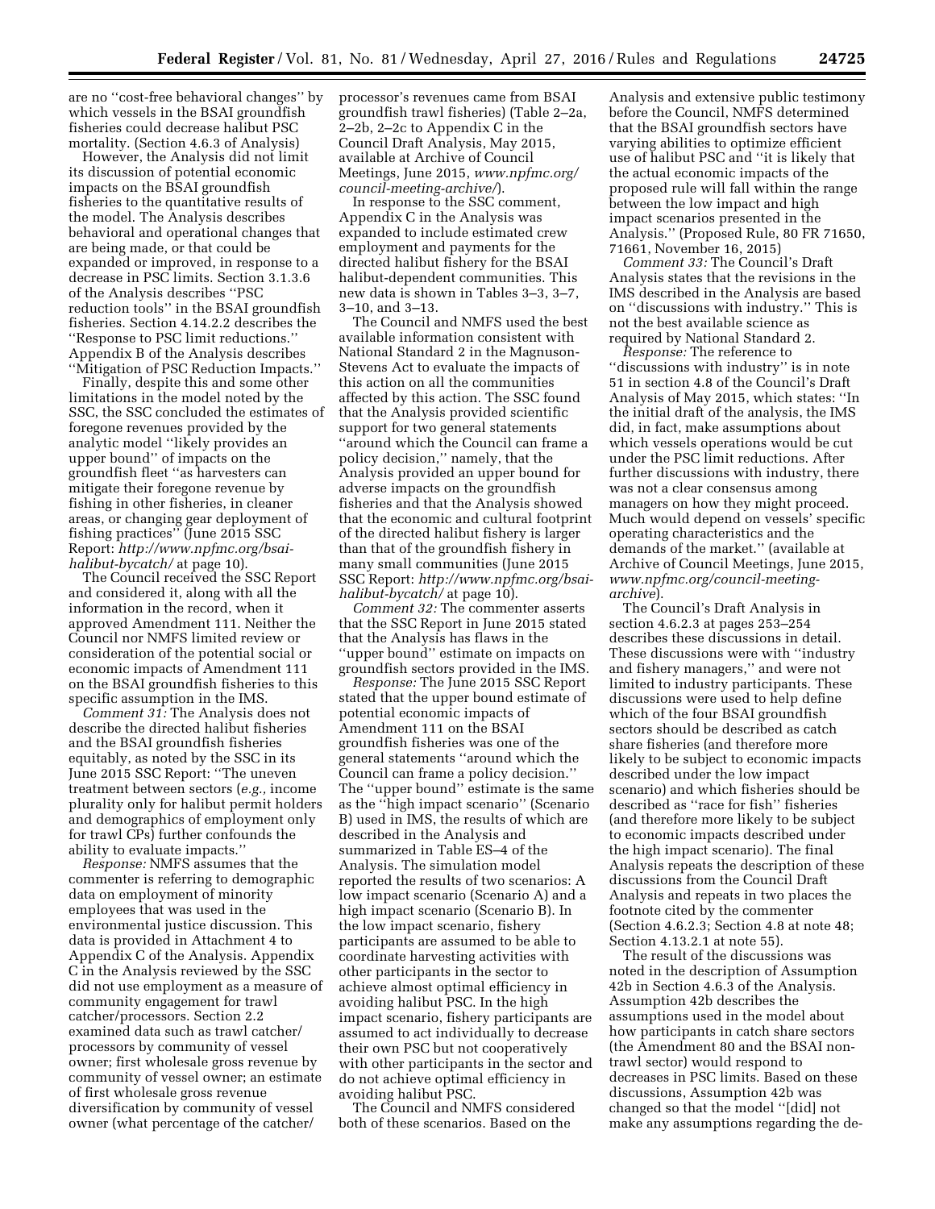are no "cost-free behavioral changes" by which vessels in the BSAI groundfish fisheries could decrease halibut PSC mortality. (Section 4.6.3 of Analysis)

However, the Analysis did not limit its discussion of potential economic impacts on the BSAI groundfish fisheries to the quantitative results of the model. The Analysis describes behavioral and operational changes that are being made, or that could be expanded or improved, in response to a decrease in PSC limits. Section 3.1.3.6 of the Analysis describes "PSC reduction tools" in the BSAI groundfish fisheries. Section 4.14.2.2 describes the "Response to PSC limit reductions." Appendix B of the Analysis describes "Mitigation of PSC Reduction Impacts."

Finally, despite this and some other limitations in the model noted by the SSC, the SSC concluded the estimates of foregone revenues provided by the analytic model "likely provides an upper bound" of impacts on the groundfish fleet "as harvesters can mitigate their foregone revenue by fishing in other fisheries, in cleaner areas, or changing gear deployment of fishing practices" (June 2015 SSC Report: *http://www.npfmc.org/bsai-halibut-bycatch/* at page 10).

The Council received the SSC Report and considered it, along with all the information in the record, when it approved Amendment 111. Neither the Council nor NMFS limited review or consideration of the potential social or economic impacts of Amendment 111 on the BSAI groundfish fisheries to this specific assumption in the IMS.

*Comment 31:* The Analysis does not describe the directed halibut fisheries and the BSAI groundfish fisheries equitably, as noted by the SSC in its June 2015 SSC Report: "The uneven treatment between sectors (*e.g.,* income plurality only for halibut permit holders and demographics of employment only for trawl CPs) further confounds the ability to evaluate impacts."

*Response:* NMFS assumes that the commenter is referring to demographic data on employment of minority employees that was used in the environmental justice discussion. This data is provided in Attachment 4 to Appendix C of the Analysis. Appendix C in the Analysis reviewed by the SSC did not use employment as a measure of community engagement for trawl catcher/processors. Section 2.2 examined data such as trawl catcher/processors by community of vessel owner; first wholesale gross revenue by community of vessel owner; an estimate of first wholesale gross revenue diversification by community of vessel owner (what percentage of the catcher/processor's revenues came from BSAI groundfish trawl fisheries) (Table 2–2a, 2–2b, 2–2c to Appendix C in the Council Draft Analysis, May 2015, available at Archive of Council Meetings, June 2015, *www.npfmc.org/council-meeting-archive/*).

In response to the SSC comment, Appendix C in the Analysis was expanded to include estimated crew employment and payments for the directed halibut fishery for the BSAI halibut-dependent communities. This new data is shown in Tables 3–3, 3–7, 3–10, and 3–13.

The Council and NMFS used the best available information consistent with National Standard 2 in the Magnuson-Stevens Act to evaluate the impacts of this action on all the communities affected by this action. The SSC found that the Analysis provided scientific support for two general statements "around which the Council can frame a policy decision," namely, that the Analysis provided an upper bound for adverse impacts on the groundfish fisheries and that the Analysis showed that the economic and cultural footprint of the directed halibut fishery is larger than that of the groundfish fishery in many small communities (June 2015 SSC Report: *http://www.npfmc.org/bsai-halibut-bycatch/* at page 10).

*Comment 32:* The commenter asserts that the SSC Report in June 2015 stated that the Analysis has flaws in the "upper bound" estimate on impacts on groundfish sectors provided in the IMS.

*Response:* The June 2015 SSC Report stated that the upper bound estimate of potential economic impacts of Amendment 111 on the BSAI groundfish fisheries was one of the general statements "around which the Council can frame a policy decision." The "upper bound" estimate is the same as the "high impact scenario" (Scenario B) used in IMS, the results of which are described in the Analysis and summarized in Table ES–4 of the Analysis. The simulation model reported the results of two scenarios: A low impact scenario (Scenario A) and a high impact scenario (Scenario B). In the low impact scenario, fishery participants are assumed to be able to coordinate harvesting activities with other participants in the sector to achieve almost optimal efficiency in avoiding halibut PSC. In the high impact scenario, fishery participants are assumed to act individually to decrease their own PSC but not cooperatively with other participants in the sector and do not achieve optimal efficiency in avoiding halibut PSC.

The Council and NMFS considered both of these scenarios. Based on the Analysis and extensive public testimony before the Council, NMFS determined that the BSAI groundfish sectors have varying abilities to optimize efficient use of halibut PSC and "it is likely that the actual economic impacts of the proposed rule will fall within the range between the low impact and high impact scenarios presented in the Analysis." (Proposed Rule, 80 FR 71650, 71661, November 16, 2015)

*Comment 33:* The Council's Draft Analysis states that the revisions in the IMS described in the Analysis are based on "discussions with industry." This is not the best available science as required by National Standard 2.

*Response:* The reference to "discussions with industry" is in note 51 in section 4.8 of the Council's Draft Analysis of May 2015, which states: "In the initial draft of the analysis, the IMS did, in fact, make assumptions about which vessels operations would be cut under the PSC limit reductions. After further discussions with industry, there was not a clear consensus among managers on how they might proceed. Much would depend on vessels' specific operating characteristics and the demands of the market." (available at Archive of Council Meetings, June 2015, *www.npfmc.org/council-meeting-archive*).

The Council's Draft Analysis in section 4.6.2.3 at pages 253–254 describes these discussions in detail. These discussions were with "industry and fishery managers," and were not limited to industry participants. These discussions were used to help define which of the four BSAI groundfish sectors should be described as catch share fisheries (and therefore more likely to be subject to economic impacts described under the low impact scenario) and which fisheries should be described as "race for fish" fisheries (and therefore more likely to be subject to economic impacts described under the high impact scenario). The final Analysis repeats the description of these discussions from the Council Draft Analysis and repeats in two places the footnote cited by the commenter (Section 4.6.2.3; Section 4.8 at note 48; Section 4.13.2.1 at note 55).

The result of the discussions was noted in the description of Assumption 42b in Section 4.6.3 of the Analysis. Assumption 42b describes the assumptions used in the model about how participants in catch share sectors (the Amendment 80 and the BSAI non-trawl sector) would respond to decreases in PSC limits. Based on these discussions, Assumption 42b was changed so that the model "[did] not make any assumptions regarding the de-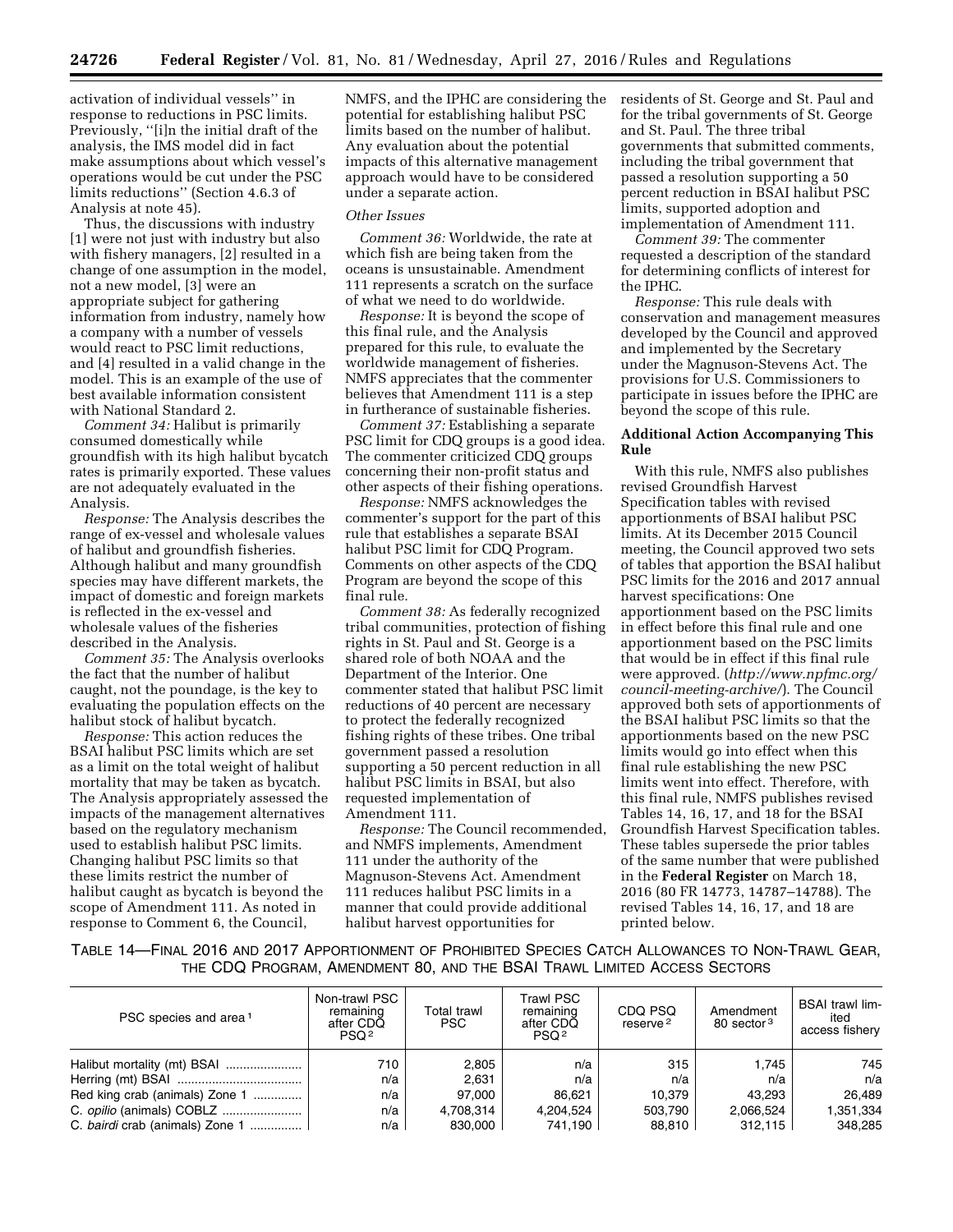activation of individual vessels'' in response to reductions in PSC limits. Previously, ''[i]n the initial draft of the analysis, the IMS model did in fact make assumptions about which vessel's operations would be cut under the PSC limits reductions'' (Section 4.6.3 of Analysis at note 45).

Thus, the discussions with industry [1] were not just with industry but also with fishery managers, [2] resulted in a change of one assumption in the model, not a new model, [3] were an appropriate subject for gathering information from industry, namely how a company with a number of vessels would react to PSC limit reductions, and [4] resulted in a valid change in the model. This is an example of the use of best available information consistent with National Standard 2.

*Comment 34:* Halibut is primarily consumed domestically while groundfish with its high halibut bycatch rates is primarily exported. These values are not adequately evaluated in the Analysis.

*Response:* The Analysis describes the range of ex-vessel and wholesale values of halibut and groundfish fisheries. Although halibut and many groundfish species may have different markets, the impact of domestic and foreign markets is reflected in the ex-vessel and wholesale values of the fisheries described in the Analysis.

*Comment 35:* The Analysis overlooks the fact that the number of halibut caught, not the poundage, is the key to evaluating the population effects on the halibut stock of halibut bycatch.

*Response:* This action reduces the BSAI halibut PSC limits which are set as a limit on the total weight of halibut mortality that may be taken as bycatch. The Analysis appropriately assessed the impacts of the management alternatives based on the regulatory mechanism used to establish halibut PSC limits. Changing halibut PSC limits so that these limits restrict the number of halibut caught as bycatch is beyond the scope of Amendment 111. As noted in response to Comment 6, the Council, NMFS, and the IPHC are considering the potential for establishing halibut PSC limits based on the number of halibut. Any evaluation about the potential impacts of this alternative management approach would have to be considered under a separate action.

*Other Issues*

*Comment 36:* Worldwide, the rate at which fish are being taken from the oceans is unsustainable. Amendment 111 represents a scratch on the surface of what we need to do worldwide.

*Response:* It is beyond the scope of this final rule, and the Analysis prepared for this rule, to evaluate the worldwide management of fisheries. NMFS appreciates that the commenter believes that Amendment 111 is a step in furtherance of sustainable fisheries.

*Comment 37:* Establishing a separate PSC limit for CDQ groups is a good idea. The commenter criticized CDQ groups concerning their non-profit status and other aspects of their fishing operations.

*Response:* NMFS acknowledges the commenter's support for the part of this rule that establishes a separate BSAI halibut PSC limit for CDQ Program. Comments on other aspects of the CDQ Program are beyond the scope of this final rule.

*Comment 38:* As federally recognized tribal communities, protection of fishing rights in St. Paul and St. George is a shared role of both NOAA and the Department of the Interior. One commenter stated that halibut PSC limit reductions of 40 percent are necessary to protect the federally recognized fishing rights of these tribes. One tribal government passed a resolution supporting a 50 percent reduction in all halibut PSC limits in BSAI, but also requested implementation of Amendment 111.

*Response:* The Council recommended, and NMFS implements, Amendment 111 under the authority of the Magnuson-Stevens Act. Amendment 111 reduces halibut PSC limits in a manner that could provide additional halibut harvest opportunities for residents of St. George and St. Paul and for the tribal governments of St. George and St. Paul. The three tribal governments that submitted comments, including the tribal government that passed a resolution supporting a 50 percent reduction in BSAI halibut PSC limits, supported adoption and implementation of Amendment 111.

*Comment 39:* The commenter requested a description of the standard for determining conflicts of interest for the IPHC.

*Response:* This rule deals with conservation and management measures developed by the Council and approved and implemented by the Secretary under the Magnuson-Stevens Act. The provisions for U.S. Commissioners to participate in issues before the IPHC are beyond the scope of this rule.

**Additional Action Accompanying This Rule**

With this rule, NMFS also publishes revised Groundfish Harvest Specification tables with revised apportionments of BSAI halibut PSC limits. At its December 2015 Council meeting, the Council approved two sets of tables that apportion the BSAI halibut PSC limits for the 2016 and 2017 annual harvest specifications: One apportionment based on the PSC limits in effect before this final rule and one apportionment based on the PSC limits that would be in effect if this final rule were approved. (*http://www.npfmc.org/council-meeting-archive/*). The Council approved both sets of apportionments of the BSAI halibut PSC limits so that the apportionments based on the new PSC limits would go into effect when this final rule establishing the new PSC limits went into effect. Therefore, with this final rule, NMFS publishes revised Tables 14, 16, 17, and 18 for the BSAI Groundfish Harvest Specification tables. These tables supersede the prior tables of the same number that were published in the **Federal Register** on March 18, 2016 (80 FR 14773, 14787–14788). The revised Tables 14, 16, 17, and 18 are printed below.

TABLE 14—FINAL 2016 AND 2017 APPORTIONMENT OF PROHIBITED SPECIES CATCH ALLOWANCES TO NON-TRAWL GEAR, THE CDQ PROGRAM, AMENDMENT 80, AND THE BSAI TRAWL LIMITED ACCESS SECTORS

| PSC species and area [1] | Non-trawl PSC remaining after CDQ PSQ [2] | Total trawl PSC | Trawl PSC remaining after CDQ PSQ [2] | CDQ PSQ reserve [2] | Amendment 80 sector [3] | BSAI trawl limited access fishery |
|---|---|---|---|---|---|---|
| Halibut mortality (mt) BSAI | 710 | 2,805 | n/a | 315 | 1,745 | 745 |
| Herring (mt) BSAI | n/a | 2,631 | n/a | n/a | n/a | n/a |
| Red king crab (animals) Zone 1 | n/a | 97,000 | 86,621 | 10,379 | 43,293 | 26,489 |
| C. *opilio* (animals) COBLZ | n/a | 4,708,314 | 4,204,524 | 503,790 | 2,066,524 | 1,351,334 |
| C. *bairdi* crab (animals) Zone 1 | n/a | 830,000 | 741,190 | 88,810 | 312,115 | 348,285 |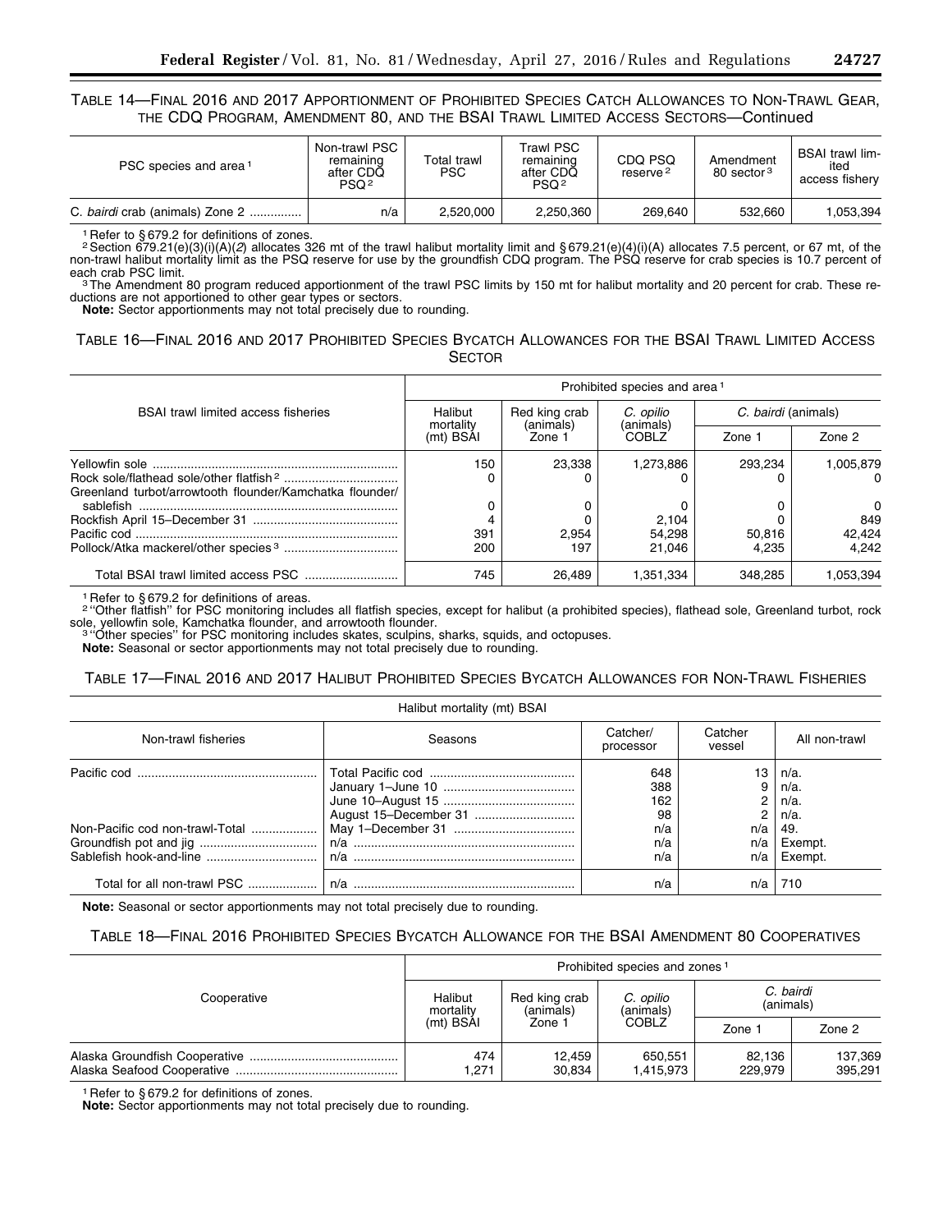TABLE 14—FINAL 2016 AND 2017 APPORTIONMENT OF PROHIBITED SPECIES CATCH ALLOWANCES TO NON-TRAWL GEAR, THE CDQ PROGRAM, AMENDMENT 80, AND THE BSAI TRAWL LIMITED ACCESS SECTORS—Continued

| PSC species and area [1] | Non-trawl PSC remaining after CDQ PSQ [2] | Total trawl PSC | Trawl PSC remaining after CDQ PSQ [2] | CDQ PSQ reserve [2] | Amendment 80 sector [3] | BSAI trawl limited access fishery |
|---|---|---|---|---|---|---|
| *C. bairdi* crab (animals) Zone 2 | n/a | 2,520,000 | 2,250,360 | 269,640 | 532,660 | 1,053,394 |

[1] Refer to § 679.2 for definitions of zones.

[2] Section 679.21(e)(3)(i)(A)(*2*) allocates 326 mt of the trawl halibut mortality limit and § 679.21(e)(4)(i)(A) allocates 7.5 percent, or 67 mt, of the non-trawl halibut mortality limit as the PSQ reserve for use by the groundfish CDQ program. The PSQ reserve for crab species is 10.7 percent of each crab PSC limit.

[3] The Amendment 80 program reduced apportionment of the trawl PSC limits by 150 mt for halibut mortality and 20 percent for crab. These reductions are not apportioned to other gear types or sectors.

**Note:** Sector apportionments may not total precisely due to rounding.

TABLE 16—FINAL 2016 AND 2017 PROHIBITED SPECIES BYCATCH ALLOWANCES FOR THE BSAI TRAWL LIMITED ACCESS SECTOR

| BSAI trawl limited access fisheries | Prohibited species and area [1] | | | | |
|---|---|---|---|---|---|
| | Halibut mortality (mt) BSAI | Red king crab (animals) Zone 1 | *C. opilio* (animals) COBLZ | *C. bairdi* (animals) | |
| | | | | Zone 1 | Zone 2 |
| Yellowfin sole | 150 | 23,338 | 1,273,886 | 293,234 | 1,005,879 |
| Rock sole/flathead sole/other flatfish [2] | 0 | 0 | 0 | 0 | 0 |
| Greenland turbot/arrowtooth flounder/Kamchatka flounder/sablefish | 0 | 0 | 0 | 0 | 0 |
| Rockfish April 15–December 31 | 4 | 0 | 2,104 | 0 | 849 |
| Pacific cod | 391 | 2,954 | 54,298 | 50,816 | 42,424 |
| Pollock/Atka mackerel/other species [3] | 200 | 197 | 21,046 | 4,235 | 4,242 |
| Total BSAI trawl limited access PSC | 745 | 26,489 | 1,351,334 | 348,285 | 1,053,394 |

[1] Refer to § 679.2 for definitions of areas.

[2] "Other flatfish" for PSC monitoring includes all flatfish species, except for halibut (a prohibited species), flathead sole, Greenland turbot, rock sole, yellowfin sole, Kamchatka flounder, and arrowtooth flounder.

[3] "Other species" for PSC monitoring includes skates, sculpins, sharks, squids, and octopuses.

**Note:** Seasonal or sector apportionments may not total precisely due to rounding.

TABLE 17—FINAL 2016 AND 2017 HALIBUT PROHIBITED SPECIES BYCATCH ALLOWANCES FOR NON-TRAWL FISHERIES

| Halibut mortality (mt) BSAI | | | | |
|---|---|---|---|---|
| Non-trawl fisheries | Seasons | Catcher/processor | Catcher vessel | All non-trawl |
| Pacific cod | Total Pacific cod | 648 | 13 | n/a. |
| | January 1–June 10 | 388 | 9 | n/a. |
| | June 10–August 15 | 162 | 2 | n/a. |
| | August 15–December 31 | 98 | 2 | n/a. |
| Non-Pacific cod non-trawl-Total | May 1–December 31 | n/a | n/a | 49. |
| Groundfish pot and jig | n/a | n/a | n/a | Exempt. |
| Sablefish hook-and-line | n/a | n/a | n/a | Exempt. |
| Total for all non-trawl PSC | n/a | n/a | n/a | 710 |

**Note:** Seasonal or sector apportionments may not total precisely due to rounding.

TABLE 18—FINAL 2016 PROHIBITED SPECIES BYCATCH ALLOWANCE FOR THE BSAI AMENDMENT 80 COOPERATIVES

| Cooperative | Prohibited species and zones [1] | | | | |
|---|---|---|---|---|---|
| | Halibut mortality (mt) BSAI | Red king crab (animals) Zone 1 | *C. opilio* (animals) COBLZ | *C. bairdi* (animals) | |
| | | | | Zone 1 | Zone 2 |
| Alaska Groundfish Cooperative | 474 | 12,459 | 650,551 | 82,136 | 137,369 |
| Alaska Seafood Cooperative | 1,271 | 30,834 | 1,415,973 | 229,979 | 395,291 |

[1] Refer to § 679.2 for definitions of zones.

**Note:** Sector apportionments may not total precisely due to rounding.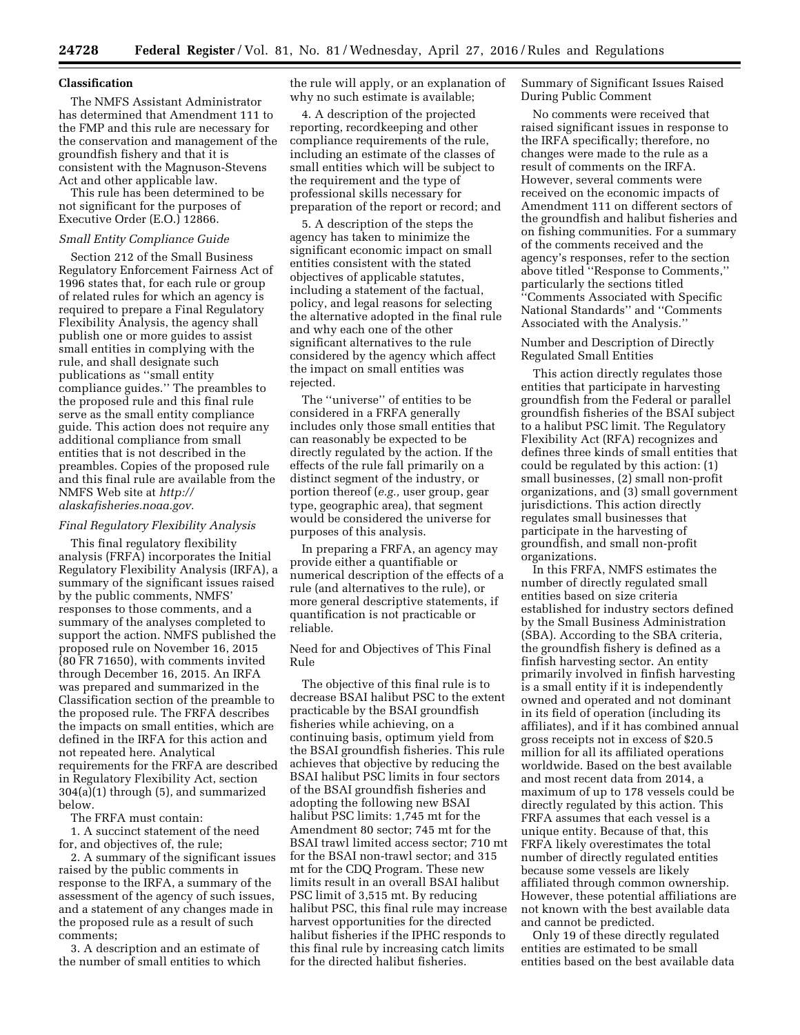### Classification

The NMFS Assistant Administrator has determined that Amendment 111 to the FMP and this rule are necessary for the conservation and management of the groundfish fishery and that it is consistent with the Magnuson-Stevens Act and other applicable law.

This rule has been determined to be not significant for the purposes of Executive Order (E.O.) 12866.

#### *Small Entity Compliance Guide*

Section 212 of the Small Business Regulatory Enforcement Fairness Act of 1996 states that, for each rule or group of related rules for which an agency is required to prepare a Final Regulatory Flexibility Analysis, the agency shall publish one or more guides to assist small entities in complying with the rule, and shall designate such publications as ''small entity compliance guides.'' The preambles to the proposed rule and this final rule serve as the small entity compliance guide. This action does not require any additional compliance from small entities that is not described in the preambles. Copies of the proposed rule and this final rule are available from the NMFS Web site at *http://alaskafisheries.noaa.gov.*

#### *Final Regulatory Flexibility Analysis*

This final regulatory flexibility analysis (FRFA) incorporates the Initial Regulatory Flexibility Analysis (IRFA), a summary of the significant issues raised by the public comments, NMFS' responses to those comments, and a summary of the analyses completed to support the action. NMFS published the proposed rule on November 16, 2015 (80 FR 71650), with comments invited through December 16, 2015. An IRFA was prepared and summarized in the Classification section of the preamble to the proposed rule. The FRFA describes the impacts on small entities, which are defined in the IRFA for this action and not repeated here. Analytical requirements for the FRFA are described in Regulatory Flexibility Act, section 304(a)(1) through (5), and summarized below.

The FRFA must contain:

1. A succinct statement of the need for, and objectives of, the rule;

2. A summary of the significant issues raised by the public comments in response to the IRFA, a summary of the assessment of the agency of such issues, and a statement of any changes made in the proposed rule as a result of such comments;

3. A description and an estimate of the number of small entities to which the rule will apply, or an explanation of why no such estimate is available;

4. A description of the projected reporting, recordkeeping and other compliance requirements of the rule, including an estimate of the classes of small entities which will be subject to the requirement and the type of professional skills necessary for preparation of the report or record; and

5. A description of the steps the agency has taken to minimize the significant economic impact on small entities consistent with the stated objectives of applicable statutes, including a statement of the factual, policy, and legal reasons for selecting the alternative adopted in the final rule and why each one of the other significant alternatives to the rule considered by the agency which affect the impact on small entities was rejected.

The ''universe'' of entities to be considered in a FRFA generally includes only those small entities that can reasonably be expected to be directly regulated by the action. If the effects of the rule fall primarily on a distinct segment of the industry, or portion thereof (*e.g.,* user group, gear type, geographic area), that segment would be considered the universe for purposes of this analysis.

In preparing a FRFA, an agency may provide either a quantifiable or numerical description of the effects of a rule (and alternatives to the rule), or more general descriptive statements, if quantification is not practicable or reliable.

Need for and Objectives of This Final Rule

The objective of this final rule is to decrease BSAI halibut PSC to the extent practicable by the BSAI groundfish fisheries while achieving, on a continuing basis, optimum yield from the BSAI groundfish fisheries. This rule achieves that objective by reducing the BSAI halibut PSC limits in four sectors of the BSAI groundfish fisheries and adopting the following new BSAI halibut PSC limits: 1,745 mt for the Amendment 80 sector; 745 mt for the BSAI trawl limited access sector; 710 mt for the BSAI non-trawl sector; and 315 mt for the CDQ Program. These new limits result in an overall BSAI halibut PSC limit of 3,515 mt. By reducing halibut PSC, this final rule may increase harvest opportunities for the directed halibut fisheries if the IPHC responds to this final rule by increasing catch limits for the directed halibut fisheries.

Summary of Significant Issues Raised During Public Comment

No comments were received that raised significant issues in response to the IRFA specifically; therefore, no changes were made to the rule as a result of comments on the IRFA. However, several comments were received on the economic impacts of Amendment 111 on different sectors of the groundfish and halibut fisheries and on fishing communities. For a summary of the comments received and the agency's responses, refer to the section above titled ''Response to Comments,'' particularly the sections titled ''Comments Associated with Specific National Standards'' and ''Comments Associated with the Analysis.''

Number and Description of Directly Regulated Small Entities

This action directly regulates those entities that participate in harvesting groundfish from the Federal or parallel groundfish fisheries of the BSAI subject to a halibut PSC limit. The Regulatory Flexibility Act (RFA) recognizes and defines three kinds of small entities that could be regulated by this action: (1) small businesses, (2) small non-profit organizations, and (3) small government jurisdictions. This action directly regulates small businesses that participate in the harvesting of groundfish, and small non-profit organizations.

In this FRFA, NMFS estimates the number of directly regulated small entities based on size criteria established for industry sectors defined by the Small Business Administration (SBA). According to the SBA criteria, the groundfish fishery is defined as a finfish harvesting sector. An entity primarily involved in finfish harvesting is a small entity if it is independently owned and operated and not dominant in its field of operation (including its affiliates), and if it has combined annual gross receipts not in excess of $20.5 million for all its affiliated operations worldwide. Based on the best available and most recent data from 2014, a maximum of up to 178 vessels could be directly regulated by this action. This FRFA assumes that each vessel is a unique entity. Because of that, this FRFA likely overestimates the total number of directly regulated entities because some vessels are likely affiliated through common ownership. However, these potential affiliations are not known with the best available data and cannot be predicted.

Only 19 of these directly regulated entities are estimated to be small entities based on the best available data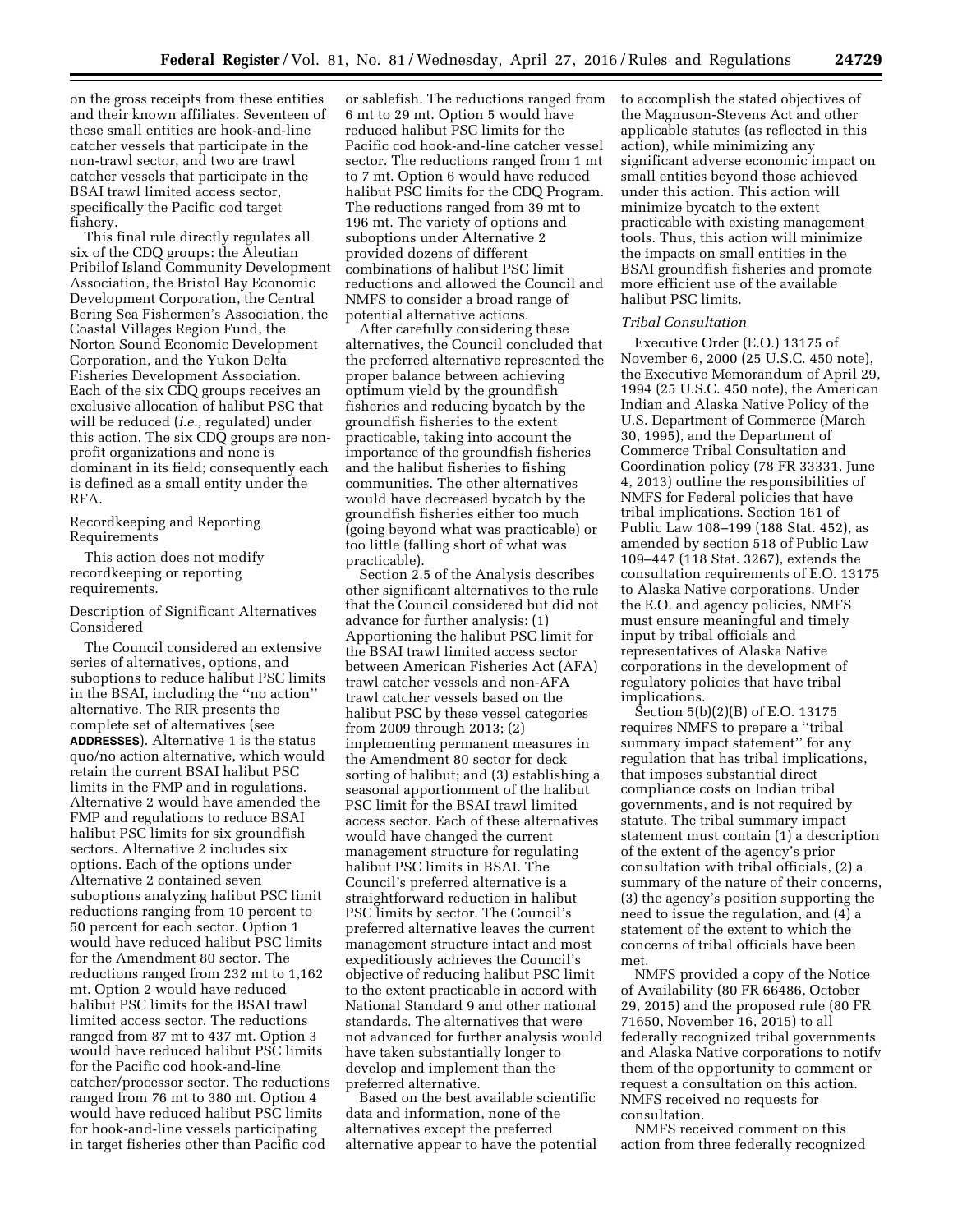on the gross receipts from these entities and their known affiliates. Seventeen of these small entities are hook-and-line catcher vessels that participate in the non-trawl sector, and two are trawl catcher vessels that participate in the BSAI trawl limited access sector, specifically the Pacific cod target fishery.

This final rule directly regulates all six of the CDQ groups: the Aleutian Pribilof Island Community Development Association, the Bristol Bay Economic Development Corporation, the Central Bering Sea Fishermen's Association, the Coastal Villages Region Fund, the Norton Sound Economic Development Corporation, and the Yukon Delta Fisheries Development Association. Each of the six CDQ groups receives an exclusive allocation of halibut PSC that will be reduced (*i.e.,* regulated) under this action. The six CDQ groups are non-profit organizations and none is dominant in its field; consequently each is defined as a small entity under the RFA.

Recordkeeping and Reporting Requirements

This action does not modify recordkeeping or reporting requirements.

Description of Significant Alternatives Considered

The Council considered an extensive series of alternatives, options, and suboptions to reduce halibut PSC limits in the BSAI, including the "no action" alternative. The RIR presents the complete set of alternatives (see **ADDRESSES**). Alternative 1 is the status quo/no action alternative, which would retain the current BSAI halibut PSC limits in the FMP and in regulations. Alternative 2 would have amended the FMP and regulations to reduce BSAI halibut PSC limits for six groundfish sectors. Alternative 2 includes six options. Each of the options under Alternative 2 contained seven suboptions analyzing halibut PSC limit reductions ranging from 10 percent to 50 percent for each sector. Option 1 would have reduced halibut PSC limits for the Amendment 80 sector. The reductions ranged from 232 mt to 1,162 mt. Option 2 would have reduced halibut PSC limits for the BSAI trawl limited access sector. The reductions ranged from 87 mt to 437 mt. Option 3 would have reduced halibut PSC limits for the Pacific cod hook-and-line catcher/processor sector. The reductions ranged from 76 mt to 380 mt. Option 4 would have reduced halibut PSC limits for hook-and-line vessels participating in target fisheries other than Pacific cod or sablefish. The reductions ranged from 6 mt to 29 mt. Option 5 would have reduced halibut PSC limits for the Pacific cod hook-and-line catcher vessel sector. The reductions ranged from 1 mt to 7 mt. Option 6 would have reduced halibut PSC limits for the CDQ Program. The reductions ranged from 39 mt to 196 mt. The variety of options and suboptions under Alternative 2 provided dozens of different combinations of halibut PSC limit reductions and allowed the Council and NMFS to consider a broad range of potential alternative actions.

After carefully considering these alternatives, the Council concluded that the preferred alternative represented the proper balance between achieving optimum yield by the groundfish fisheries and reducing bycatch by the groundfish fisheries to the extent practicable, taking into account the importance of the groundfish fisheries and the halibut fisheries to fishing communities. The other alternatives would have decreased bycatch by the groundfish fisheries either too much (going beyond what was practicable) or too little (falling short of what was practicable).

Section 2.5 of the Analysis describes other significant alternatives to the rule that the Council considered but did not advance for further analysis: (1) Apportioning the halibut PSC limit for the BSAI trawl limited access sector between American Fisheries Act (AFA) trawl catcher vessels and non-AFA trawl catcher vessels based on the halibut PSC by these vessel categories from 2009 through 2013; (2) implementing permanent measures in the Amendment 80 sector for deck sorting of halibut; and (3) establishing a seasonal apportionment of the halibut PSC limit for the BSAI trawl limited access sector. Each of these alternatives would have changed the current management structure for regulating halibut PSC limits in BSAI. The Council's preferred alternative is a straightforward reduction in halibut PSC limits by sector. The Council's preferred alternative leaves the current management structure intact and most expeditiously achieves the Council's objective of reducing halibut PSC limit to the extent practicable in accord with National Standard 9 and other national standards. The alternatives that were not advanced for further analysis would have taken substantially longer to develop and implement than the preferred alternative.

Based on the best available scientific data and information, none of the alternatives except the preferred alternative appear to have the potential to accomplish the stated objectives of the Magnuson-Stevens Act and other applicable statutes (as reflected in this action), while minimizing any significant adverse economic impact on small entities beyond those achieved under this action. This action will minimize bycatch to the extent practicable with existing management tools. Thus, this action will minimize the impacts on small entities in the BSAI groundfish fisheries and promote more efficient use of the available halibut PSC limits.

*Tribal Consultation*

Executive Order (E.O.) 13175 of November 6, 2000 (25 U.S.C. 450 note), the Executive Memorandum of April 29, 1994 (25 U.S.C. 450 note), the American Indian and Alaska Native Policy of the U.S. Department of Commerce (March 30, 1995), and the Department of Commerce Tribal Consultation and Coordination policy (78 FR 33331, June 4, 2013) outline the responsibilities of NMFS for Federal policies that have tribal implications. Section 161 of Public Law 108–199 (188 Stat. 452), as amended by section 518 of Public Law 109–447 (118 Stat. 3267), extends the consultation requirements of E.O. 13175 to Alaska Native corporations. Under the E.O. and agency policies, NMFS must ensure meaningful and timely input by tribal officials and representatives of Alaska Native corporations in the development of regulatory policies that have tribal implications.

Section 5(b)(2)(B) of E.O. 13175 requires NMFS to prepare a "tribal summary impact statement" for any regulation that has tribal implications, that imposes substantial direct compliance costs on Indian tribal governments, and is not required by statute. The tribal summary impact statement must contain (1) a description of the extent of the agency's prior consultation with tribal officials, (2) a summary of the nature of their concerns, (3) the agency's position supporting the need to issue the regulation, and (4) a statement of the extent to which the concerns of tribal officials have been met.

NMFS provided a copy of the Notice of Availability (80 FR 66486, October 29, 2015) and the proposed rule (80 FR 71650, November 16, 2015) to all federally recognized tribal governments and Alaska Native corporations to notify them of the opportunity to comment or request a consultation on this action. NMFS received no requests for consultation.

NMFS received comment on this action from three federally recognized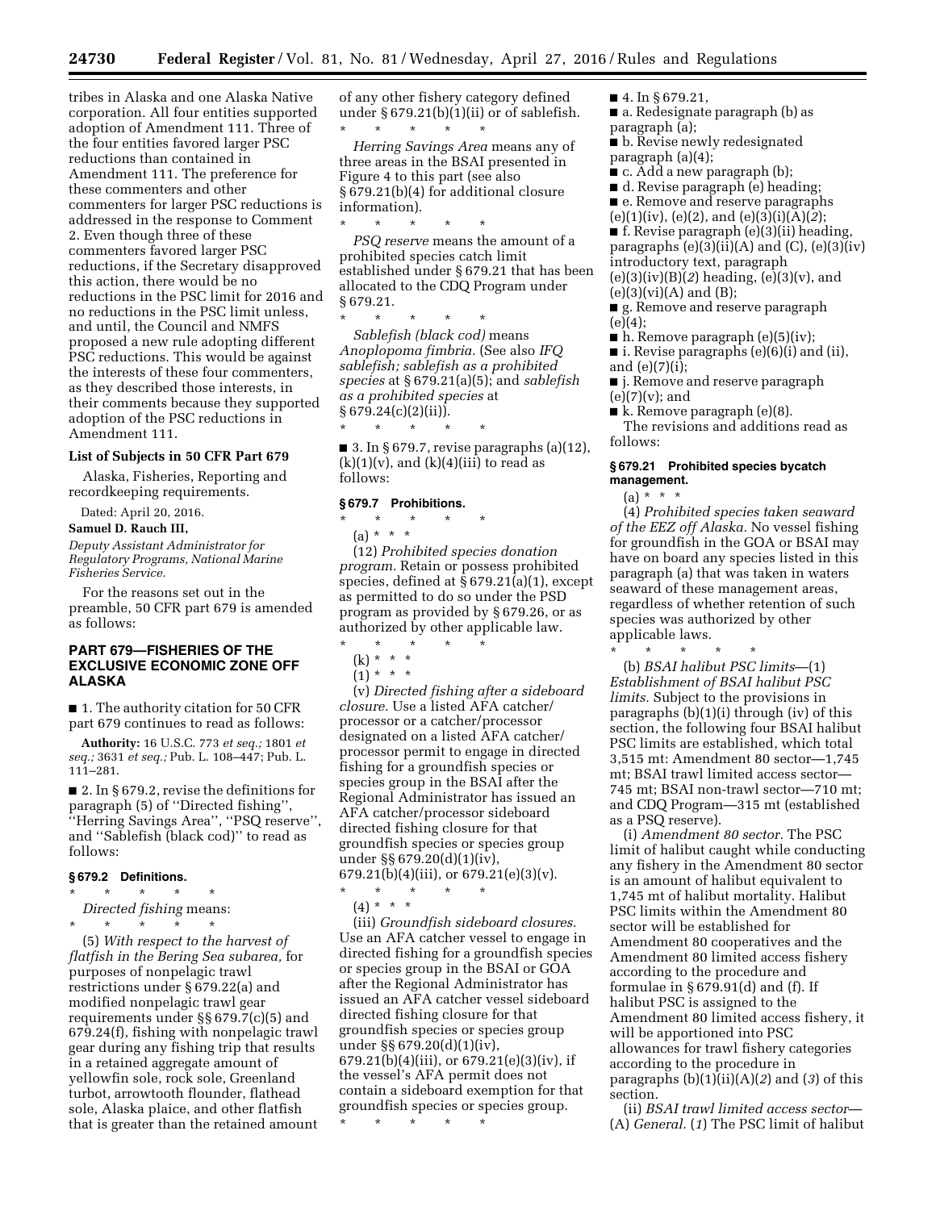tribes in Alaska and one Alaska Native corporation. All four entities supported adoption of Amendment 111. Three of the four entities favored larger PSC reductions than contained in Amendment 111. The preference for these commenters and other commenters for larger PSC reductions is addressed in the response to Comment 2. Even though three of these commenters favored larger PSC reductions, if the Secretary disapproved this action, there would be no reductions in the PSC limit for 2016 and no reductions in the PSC limit unless, and until, the Council and NMFS proposed a new rule adopting different PSC reductions. This would be against the interests of these four commenters, as they described those interests, in their comments because they supported adoption of the PSC reductions in Amendment 111.

**List of Subjects in 50 CFR Part 679**

Alaska, Fisheries, Reporting and recordkeeping requirements.

Dated: April 20, 2016.

**Samuel D. Rauch III,**

*Deputy Assistant Administrator for Regulatory Programs, National Marine Fisheries Service.*

For the reasons set out in the preamble, 50 CFR part 679 is amended as follows:

## PART 679—FISHERIES OF THE EXCLUSIVE ECONOMIC ZONE OFF ALASKA

■ 1. The authority citation for 50 CFR part 679 continues to read as follows:

**Authority:** 16 U.S.C. 773 *et seq.;* 1801 *et seq.;* 3631 *et seq.;* Pub. L. 108–447; Pub. L. 111–281.

■ 2. In § 679.2, revise the definitions for paragraph (5) of "Directed fishing", "Herring Savings Area", "PSQ reserve", and "Sablefish (black cod)" to read as follows:

### § 679.2 Definitions.

\* \* \* \* \*

*Directed fishing* means:

\* \* \* \* \*

(5) *With respect to the harvest of flatfish in the Bering Sea subarea,* for purposes of nonpelagic trawl restrictions under § 679.22(a) and modified nonpelagic trawl gear requirements under §§ 679.7(c)(5) and 679.24(f), fishing with nonpelagic trawl gear during any fishing trip that results in a retained aggregate amount of yellowfin sole, rock sole, Greenland turbot, arrowtooth flounder, flathead sole, Alaska plaice, and other flatfish that is greater than the retained amount of any other fishery category defined under § 679.21(b)(1)(ii) or of sablefish.

\* \* \* \* \*

*Herring Savings Area* means any of three areas in the BSAI presented in Figure 4 to this part (see also § 679.21(b)(4) for additional closure information).

\* \* \* \* \*

*PSQ reserve* means the amount of a prohibited species catch limit established under § 679.21 that has been allocated to the CDQ Program under § 679.21.

\* \* \* \* \*

*Sablefish (black cod)* means *Anoplopoma fimbria.* (See also *IFQ sablefish; sablefish as a prohibited species* at § 679.21(a)(5); and *sablefish as a prohibited species* at § 679.24(c)(2)(ii)).

\* \* \* \* \*

■ 3. In § 679.7, revise paragraphs (a)(12), (k)(1)(v), and (k)(4)(iii) to read as follows:

### § 679.7 Prohibitions.

\* \* \* \* \*

(a) \* \* \*

(12) *Prohibited species donation program.* Retain or possess prohibited species, defined at § 679.21(a)(1), except as permitted to do so under the PSD program as provided by § 679.26, or as authorized by other applicable law.

\* \* \* \* \*

(k) \* \* \*

(1) \* \* \*

(v) *Directed fishing after a sideboard closure.* Use a listed AFA catcher/processor or a catcher/processor designated on a listed AFA catcher/processor permit to engage in directed fishing for a groundfish species or species group in the BSAI after the Regional Administrator has issued an AFA catcher/processor sideboard directed fishing closure for that groundfish species or species group under §§ 679.20(d)(1)(iv), 679.21(b)(4)(iii), or 679.21(e)(3)(v).

\* \* \* \* \*

(4) \* \* \*

(iii) *Groundfish sideboard closures.* Use an AFA catcher vessel to engage in directed fishing for a groundfish species or species group in the BSAI or GOA after the Regional Administrator has issued an AFA catcher vessel sideboard directed fishing closure for that groundfish species or species group under §§ 679.20(d)(1)(iv), 679.21(b)(4)(iii), or 679.21(e)(3)(iv), if the vessel's AFA permit does not contain a sideboard exemption for that groundfish species or species group.

\* \* \* \* \*

■ 4. In § 679.21,

■ a. Redesignate paragraph (b) as paragraph (a);

■ b. Revise newly redesignated paragraph (a)(4);

■ c. Add a new paragraph (b);

■ d. Revise paragraph (e) heading;

■ e. Remove and reserve paragraphs (e)(1)(iv), (e)(2), and (e)(3)(i)(A)(*2*);

■ f. Revise paragraph (e)(3)(ii) heading, paragraphs (e)(3)(ii)(A) and (C), (e)(3)(iv) introductory text, paragraph (e)(3)(iv)(B)(*2*) heading, (e)(3)(v), and (e)(3)(vi)(A) and (B);

■ g. Remove and reserve paragraph (e)(4);

■ h. Remove paragraph (e)(5)(iv);

■ i. Revise paragraphs (e)(6)(i) and (ii), and (e)(7)(i);

■ j. Remove and reserve paragraph (e)(7)(v); and

■ k. Remove paragraph (e)(8).

The revisions and additions read as follows:

### § 679.21 Prohibited species bycatch management.

(a) \* \* \*

(4) *Prohibited species taken seaward of the EEZ off Alaska.* No vessel fishing for groundfish in the GOA or BSAI may have on board any species listed in this paragraph (a) that was taken in waters seaward of these management areas, regardless of whether retention of such species was authorized by other applicable laws.

\* \* \* \* \*

(b) *BSAI halibut PSC limits*—(1) *Establishment of BSAI halibut PSC limits.* Subject to the provisions in paragraphs (b)(1)(i) through (iv) of this section, the following four BSAI halibut PSC limits are established, which total 3,515 mt: Amendment 80 sector—1,745 mt; BSAI trawl limited access sector—745 mt; BSAI non-trawl sector—710 mt; and CDQ Program—315 mt (established as a PSQ reserve).

(i) *Amendment 80 sector.* The PSC limit of halibut caught while conducting any fishery in the Amendment 80 sector is an amount of halibut equivalent to 1,745 mt of halibut mortality. Halibut PSC limits within the Amendment 80 sector will be established for Amendment 80 cooperatives and the Amendment 80 limited access fishery according to the procedure and formulae in § 679.91(d) and (f). If halibut PSC is assigned to the Amendment 80 limited access fishery, it will be apportioned into PSC allowances for trawl fishery categories according to the procedure in paragraphs (b)(1)(ii)(A)(*2*) and (*3*) of this section.

(ii) *BSAI trawl limited access sector*—(A) *General.* (*1*) The PSC limit of halibut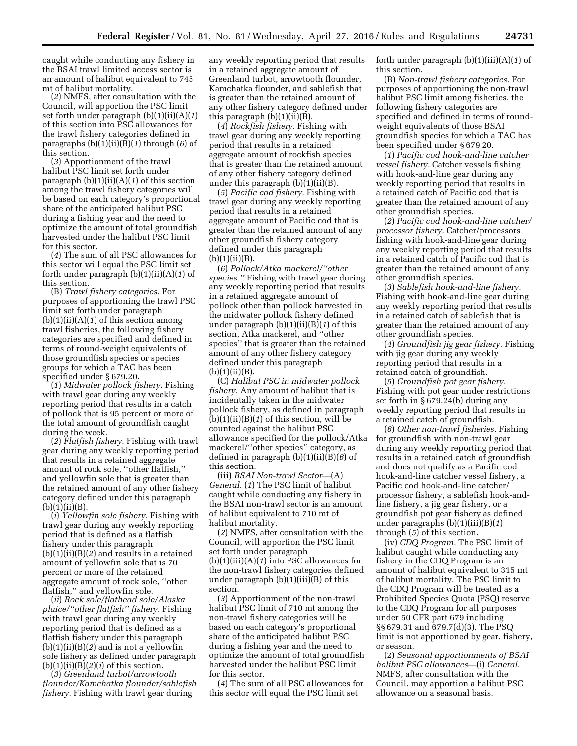caught while conducting any fishery in the BSAI trawl limited access sector is an amount of halibut equivalent to 745 mt of halibut mortality.

(*2*) NMFS, after consultation with the Council, will apportion the PSC limit set forth under paragraph (b)(1)(ii)(A)(*1*) of this section into PSC allowances for the trawl fishery categories defined in paragraphs (b)(1)(ii)(B)(*1*) through (*6*) of this section.

(*3*) Apportionment of the trawl halibut PSC limit set forth under paragraph (b)(1)(ii)(A)(*1*) of this section among the trawl fishery categories will be based on each category's proportional share of the anticipated halibut PSC during a fishing year and the need to optimize the amount of total groundfish harvested under the halibut PSC limit for this sector.

(*4*) The sum of all PSC allowances for this sector will equal the PSC limit set forth under paragraph (b)(1)(ii)(A)(*1*) of this section.

(B) *Trawl fishery categories.* For purposes of apportioning the trawl PSC limit set forth under paragraph (b)(1)(ii)(A)(*1*) of this section among trawl fisheries, the following fishery categories are specified and defined in terms of round-weight equivalents of those groundfish species or species groups for which a TAC has been specified under § 679.20.

(*1*) *Midwater pollock fishery.* Fishing with trawl gear during any weekly reporting period that results in a catch of pollock that is 95 percent or more of the total amount of groundfish caught during the week.

(*2*) *Flatfish fishery.* Fishing with trawl gear during any weekly reporting period that results in a retained aggregate amount of rock sole, ''other flatfish,'' and yellowfin sole that is greater than the retained amount of any other fishery category defined under this paragraph (b)(1)(ii)(B).

(*i*) *Yellowfin sole fishery.* Fishing with trawl gear during any weekly reporting period that is defined as a flatfish fishery under this paragraph (b)(1)(ii)(B)(*2*) and results in a retained amount of yellowfin sole that is 70 percent or more of the retained aggregate amount of rock sole, ''other flatfish,'' and yellowfin sole.

(*ii*) *Rock sole/flathead sole/Alaska plaice/''other flatfish'' fishery.* Fishing with trawl gear during any weekly reporting period that is defined as a flatfish fishery under this paragraph (b)(1)(ii)(B)(*2*) and is not a yellowfin sole fishery as defined under paragraph (b)(1)(ii)(B)(*2*)(*i*) of this section.

(*3*) *Greenland turbot/arrowtooth flounder/Kamchatka flounder/sablefish fishery.* Fishing with trawl gear during any weekly reporting period that results in a retained aggregate amount of Greenland turbot, arrowtooth flounder, Kamchatka flounder, and sablefish that is greater than the retained amount of any other fishery category defined under this paragraph (b)(1)(ii)(B).

(*4*) *Rockfish fishery.* Fishing with trawl gear during any weekly reporting period that results in a retained aggregate amount of rockfish species that is greater than the retained amount of any other fishery category defined under this paragraph (b)(1)(ii)(B).

(*5*) *Pacific cod fishery.* Fishing with trawl gear during any weekly reporting period that results in a retained aggregate amount of Pacific cod that is greater than the retained amount of any other groundfish fishery category defined under this paragraph (b)(1)(ii)(B).

(*6*) *Pollock/Atka mackerel/''other species.''* Fishing with trawl gear during any weekly reporting period that results in a retained aggregate amount of pollock other than pollock harvested in the midwater pollock fishery defined under paragraph (b)(1)(ii)(B)(*1*) of this section, Atka mackerel, and ''other species'' that is greater than the retained amount of any other fishery category defined under this paragraph (b)(1)(ii)(B).

(C) *Halibut PSC in midwater pollock fishery.* Any amount of halibut that is incidentally taken in the midwater pollock fishery, as defined in paragraph (b)(1)(ii)(B)(*1*) of this section, will be counted against the halibut PSC allowance specified for the pollock/Atka mackerel/''other species'' category, as defined in paragraph (b)(1)(ii)(B)(*6*) of this section.

(iii) *BSAI Non-trawl Sector*—(A) *General.* (*1*) The PSC limit of halibut caught while conducting any fishery in the BSAI non-trawl sector is an amount of halibut equivalent to 710 mt of halibut mortality.

(*2*) NMFS, after consultation with the Council, will apportion the PSC limit set forth under paragraph (b)(1)(iii)(A)(*1*) into PSC allowances for the non-trawl fishery categories defined under paragraph (b)(1)(iii)(B) of this section.

(*3*) Apportionment of the non-trawl halibut PSC limit of 710 mt among the non-trawl fishery categories will be based on each category's proportional share of the anticipated halibut PSC during a fishing year and the need to optimize the amount of total groundfish harvested under the halibut PSC limit for this sector.

(*4*) The sum of all PSC allowances for this sector will equal the PSC limit set forth under paragraph (b)(1)(iii)(A)(*1*) of this section.

(B) *Non-trawl fishery categories.* For purposes of apportioning the non-trawl halibut PSC limit among fisheries, the following fishery categories are specified and defined in terms of round-weight equivalents of those BSAI groundfish species for which a TAC has been specified under § 679.20.

(*1*) *Pacific cod hook-and-line catcher vessel fishery.* Catcher vessels fishing with hook-and-line gear during any weekly reporting period that results in a retained catch of Pacific cod that is greater than the retained amount of any other groundfish species.

(*2*) *Pacific cod hook-and-line catcher/processor fishery.* Catcher/processors fishing with hook-and-line gear during any weekly reporting period that results in a retained catch of Pacific cod that is greater than the retained amount of any other groundfish species.

(*3*) *Sablefish hook-and-line fishery.* Fishing with hook-and-line gear during any weekly reporting period that results in a retained catch of sablefish that is greater than the retained amount of any other groundfish species.

(*4*) *Groundfish jig gear fishery.* Fishing with jig gear during any weekly reporting period that results in a retained catch of groundfish.

(*5*) *Groundfish pot gear fishery.* Fishing with pot gear under restrictions set forth in § 679.24(b) during any weekly reporting period that results in a retained catch of groundfish.

(*6*) *Other non-trawl fisheries.* Fishing for groundfish with non-trawl gear during any weekly reporting period that results in a retained catch of groundfish and does not qualify as a Pacific cod hook-and-line catcher vessel fishery, a Pacific cod hook-and-line catcher/processor fishery, a sablefish hook-and-line fishery, a jig gear fishery, or a groundfish pot gear fishery as defined under paragraphs (b)(1)(iii)(B)(*1*) through (*5*) of this section.

(iv) *CDQ Program.* The PSC limit of halibut caught while conducting any fishery in the CDQ Program is an amount of halibut equivalent to 315 mt of halibut mortality. The PSC limit to the CDQ Program will be treated as a Prohibited Species Quota (PSQ) reserve to the CDQ Program for all purposes under 50 CFR part 679 including §§ 679.31 and 679.7(d)(3). The PSQ limit is not apportioned by gear, fishery, or season.

(2) *Seasonal apportionments of BSAI halibut PSC allowances*—(i) *General.* NMFS, after consultation with the Council, may apportion a halibut PSC allowance on a seasonal basis.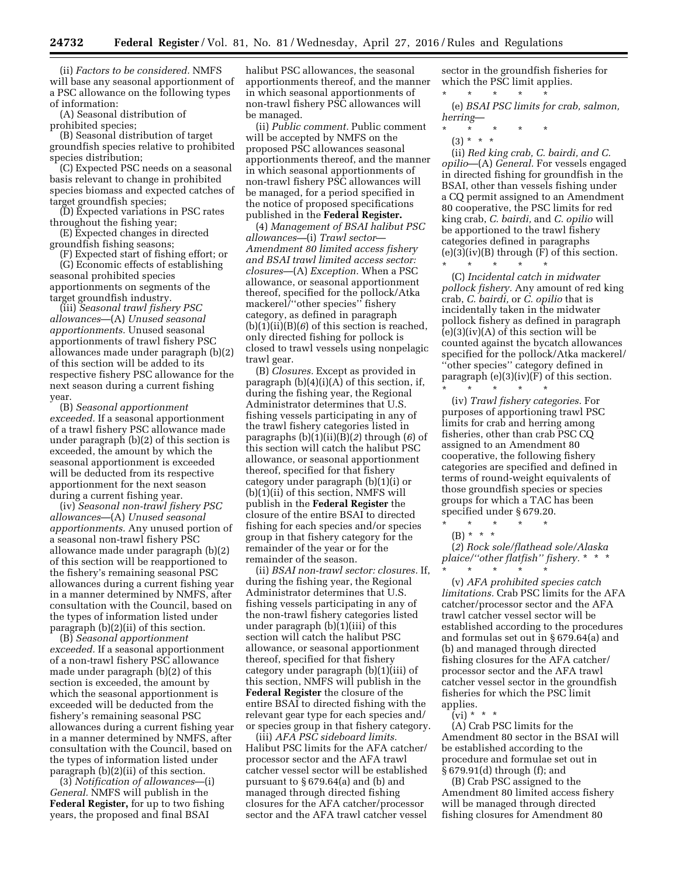(ii) *Factors to be considered.* NMFS will base any seasonal apportionment of a PSC allowance on the following types of information:

(A) Seasonal distribution of prohibited species;

(B) Seasonal distribution of target groundfish species relative to prohibited species distribution;

(C) Expected PSC needs on a seasonal basis relevant to change in prohibited species biomass and expected catches of target groundfish species;

(D) Expected variations in PSC rates throughout the fishing year;

(E) Expected changes in directed groundfish fishing seasons;

(F) Expected start of fishing effort; or

(G) Economic effects of establishing seasonal prohibited species apportionments on segments of the target groundfish industry.

(iii) *Seasonal trawl fishery PSC allowances*—(A) *Unused seasonal apportionments.* Unused seasonal apportionments of trawl fishery PSC allowances made under paragraph (b)(2) of this section will be added to its respective fishery PSC allowance for the next season during a current fishing year.

(B) *Seasonal apportionment exceeded.* If a seasonal apportionment of a trawl fishery PSC allowance made under paragraph (b)(2) of this section is exceeded, the amount by which the seasonal apportionment is exceeded will be deducted from its respective apportionment for the next season during a current fishing year.

(iv) *Seasonal non-trawl fishery PSC allowances*—(A) *Unused seasonal apportionments.* Any unused portion of a seasonal non-trawl fishery PSC allowance made under paragraph (b)(2) of this section will be reapportioned to the fishery's remaining seasonal PSC allowances during a current fishing year in a manner determined by NMFS, after consultation with the Council, based on the types of information listed under paragraph (b)(2)(ii) of this section.

(B) *Seasonal apportionment exceeded.* If a seasonal apportionment of a non-trawl fishery PSC allowance made under paragraph (b)(2) of this section is exceeded, the amount by which the seasonal apportionment is exceeded will be deducted from the fishery's remaining seasonal PSC allowances during a current fishing year in a manner determined by NMFS, after consultation with the Council, based on the types of information listed under paragraph (b)(2)(ii) of this section.

(3) *Notification of allowances*—(i) *General.* NMFS will publish in the **Federal Register,** for up to two fishing years, the proposed and final BSAI halibut PSC allowances, the seasonal apportionments thereof, and the manner in which seasonal apportionments of non-trawl fishery PSC allowances will be managed.

(ii) *Public comment.* Public comment will be accepted by NMFS on the proposed PSC allowances seasonal apportionments thereof, and the manner in which seasonal apportionments of non-trawl fishery PSC allowances will be managed, for a period specified in the notice of proposed specifications published in the **Federal Register.**

(4) *Management of BSAI halibut PSC allowances*—(i) *Trawl sector—Amendment 80 limited access fishery and BSAI trawl limited access sector: closures*—(A) *Exception.* When a PSC allowance, or seasonal apportionment thereof, specified for the pollock/Atka mackerel/''other species'' fishery category, as defined in paragraph (b)(1)(ii)(B)(*6*) of this section is reached, only directed fishing for pollock is closed to trawl vessels using nonpelagic trawl gear.

(B) *Closures.* Except as provided in paragraph (b)(4)(i)(A) of this section, if, during the fishing year, the Regional Administrator determines that U.S. fishing vessels participating in any of the trawl fishery categories listed in paragraphs (b)(1)(ii)(B)(*2*) through (*6*) of this section will catch the halibut PSC allowance, or seasonal apportionment thereof, specified for that fishery category under paragraph (b)(1)(i) or (b)(1)(ii) of this section, NMFS will publish in the **Federal Register** the closure of the entire BSAI to directed fishing for each species and/or species group in that fishery category for the remainder of the year or for the remainder of the season.

(ii) *BSAI non-trawl sector: closures.* If, during the fishing year, the Regional Administrator determines that U.S. fishing vessels participating in any of the non-trawl fishery categories listed under paragraph (b)(1)(iii) of this section will catch the halibut PSC allowance, or seasonal apportionment thereof, specified for that fishery category under paragraph (b)(1)(iii) of this section, NMFS will publish in the **Federal Register** the closure of the entire BSAI to directed fishing with the relevant gear type for each species and/or species group in that fishery category.

(iii) *AFA PSC sideboard limits.* Halibut PSC limits for the AFA catcher/processor sector and the AFA trawl catcher vessel sector will be established pursuant to § 679.64(a) and (b) and managed through directed fishing closures for the AFA catcher/processor sector and the AFA trawl catcher vessel sector in the groundfish fisheries for which the PSC limit applies.

\* \* \* \* \*

(e) *BSAI PSC limits for crab, salmon, herring*—

\* \* \* \* \*

(3) \* \* \*

(ii) *Red king crab, C. bairdi, and C. opilio*—(A) *General.* For vessels engaged in directed fishing for groundfish in the BSAI, other than vessels fishing under a CQ permit assigned to an Amendment 80 cooperative, the PSC limits for red king crab, *C. bairdi,* and *C. opilio* will be apportioned to the trawl fishery categories defined in paragraphs (e)(3)(iv)(B) through (F) of this section.

\* \* \* \* \*

(C) *Incidental catch in midwater pollock fishery.* Any amount of red king crab, *C. bairdi,* or *C. opilio* that is incidentally taken in the midwater pollock fishery as defined in paragraph (e)(3)(iv)(A) of this section will be counted against the bycatch allowances specified for the pollock/Atka mackerel/''other species'' category defined in paragraph (e)(3)(iv)(F) of this section.

\* \* \* \* \*

(iv) *Trawl fishery categories.* For purposes of apportioning trawl PSC limits for crab and herring among fisheries, other than crab PSC CQ assigned to an Amendment 80 cooperative, the following fishery categories are specified and defined in terms of round-weight equivalents of those groundfish species or species groups for which a TAC has been specified under § 679.20.

\* \* \* \* \*

(B) \* \* \*

(*2*) *Rock sole/flathead sole/Alaska plaice/''other flatfish'' fishery.* \* \* \*

\* \* \* \* \*

(v) *AFA prohibited species catch limitations.* Crab PSC limits for the AFA catcher/processor sector and the AFA trawl catcher vessel sector will be established according to the procedures and formulas set out in § 679.64(a) and (b) and managed through directed fishing closures for the AFA catcher/processor sector and the AFA trawl catcher vessel sector in the groundfish fisheries for which the PSC limit applies.

(vi) \* \* \*

(A) Crab PSC limits for the Amendment 80 sector in the BSAI will be established according to the procedure and formulae set out in § 679.91(d) through (f); and

(B) Crab PSC assigned to the Amendment 80 limited access fishery will be managed through directed fishing closures for Amendment 80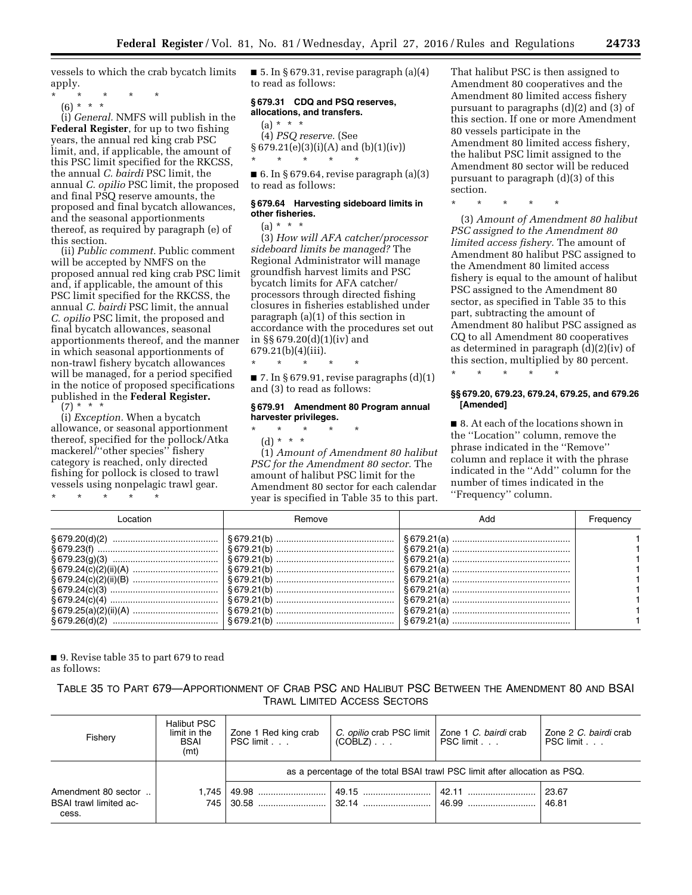vessels to which the crab bycatch limits apply.

\* \* \* \* \*

(6) \* \* \*

(i) *General.* NMFS will publish in the **Federal Register**, for up to two fishing years, the annual red king crab PSC limit, and, if applicable, the amount of this PSC limit specified for the RKCSS, the annual *C. bairdi* PSC limit, the annual *C. opilio* PSC limit, the proposed and final PSQ reserve amounts, the proposed and final bycatch allowances, and the seasonal apportionments thereof, as required by paragraph (e) of this section.

(ii) *Public comment.* Public comment will be accepted by NMFS on the proposed annual red king crab PSC limit and, if applicable, the amount of this PSC limit specified for the RKCSS, the annual *C. bairdi* PSC limit, the annual *C. opilio* PSC limit, the proposed and final bycatch allowances, seasonal apportionments thereof, and the manner in which seasonal apportionments of non-trawl fishery bycatch allowances will be managed, for a period specified in the notice of proposed specifications published in the **Federal Register.**

(7) \* \* \*

(i) *Exception.* When a bycatch allowance, or seasonal apportionment thereof, specified for the pollock/Atka mackerel/''other species'' fishery category is reached, only directed fishing for pollock is closed to trawl vessels using nonpelagic trawl gear.

\* \* \* \* \*

■ 5. In § 679.31, revise paragraph (a)(4) to read as follows:

### § 679.31 CDQ and PSQ reserves, allocations, and transfers.

(a) \* \* \*

(4) *PSQ reserve.* (See § 679.21(e)(3)(i)(A) and (b)(1)(iv))

\* \* \* \* \*

■ 6. In § 679.64, revise paragraph (a)(3) to read as follows:

### § 679.64 Harvesting sideboard limits in other fisheries.

(a) \* \* \*

(3) *How will AFA catcher/processor sideboard limits be managed?* The Regional Administrator will manage groundfish harvest limits and PSC bycatch limits for AFA catcher/processors through directed fishing closures in fisheries established under paragraph (a)(1) of this section in accordance with the procedures set out in §§ 679.20(d)(1)(iv) and 679.21(b)(4)(iii).

\* \* \* \* \*

■ 7. In § 679.91, revise paragraphs (d)(1) and (3) to read as follows:

### § 679.91 Amendment 80 Program annual harvester privileges.

\* \* \* \* \*

(d) \* \* \*

(1) *Amount of Amendment 80 halibut PSC for the Amendment 80 sector.* The amount of halibut PSC limit for the Amendment 80 sector for each calendar year is specified in Table 35 to this part. That halibut PSC is then assigned to Amendment 80 cooperatives and the Amendment 80 limited access fishery pursuant to paragraphs (d)(2) and (3) of this section. If one or more Amendment 80 vessels participate in the Amendment 80 limited access fishery, the halibut PSC limit assigned to the Amendment 80 sector will be reduced pursuant to paragraph (d)(3) of this section.

\* \* \* \* \*

(3) *Amount of Amendment 80 halibut PSC assigned to the Amendment 80 limited access fishery.* The amount of Amendment 80 halibut PSC assigned to the Amendment 80 limited access fishery is equal to the amount of halibut PSC assigned to the Amendment 80 sector, as specified in Table 35 to this part, subtracting the amount of Amendment 80 halibut PSC assigned as CQ to all Amendment 80 cooperatives as determined in paragraph (d)(2)(iv) of this section, multiplied by 80 percent.

\* \* \* \* \*

### §§ 679.20, 679.23, 679.24, 679.25, and 679.26 [Amended]

■ 8. At each of the locations shown in the ''Location'' column, remove the phrase indicated in the ''Remove'' column and replace it with the phrase indicated in the ''Add'' column for the number of times indicated in the ''Frequency'' column.

| Location | Remove | Add | Frequency |
|---|---|---|---|
| § 679.20(d)(2) | § 679.21(b) | § 679.21(a) | 1 |
| § 679.23(f) | § 679.21(b) | § 679.21(a) | 1 |
| § 679.23(g)(3) | § 679.21(b) | § 679.21(a) | 1 |
| § 679.24(c)(2)(ii)(A) | § 679.21(b) | § 679.21(a) | 1 |
| § 679.24(c)(2)(ii)(B) | § 679.21(b) | § 679.21(a) | 1 |
| § 679.24(c)(3) | § 679.21(b) | § 679.21(a) | 1 |
| § 679.24(c)(4) | § 679.21(b) | § 679.21(a) | 1 |
| § 679.25(a)(2)(ii)(A) | § 679.21(b) | § 679.21(a) | 1 |
| § 679.26(d)(2) | § 679.21(b) | § 679.21(a) | 1 |

■ 9. Revise table 35 to part 679 to read as follows:

TABLE 35 TO PART 679—APPORTIONMENT OF CRAB PSC AND HALIBUT PSC BETWEEN THE AMENDMENT 80 AND BSAI TRAWL LIMITED ACCESS SECTORS

| Fishery | Halibut PSC limit in the BSAI (mt) | Zone 1 Red king crab PSC limit . . . | *C. opilio* crab PSC limit (COBLZ) . . . | Zone 1 *C. bairdi* crab PSC limit . . . | Zone 2 *C. bairdi* crab PSC limit . . . |
|---|---|---|---|---|---|
| | | as a percentage of the total BSAI trawl PSC limit after allocation as PSQ. | | | |
| Amendment 80 sector | 1,745 | 49.98 | 49.15 | 42.11 | 23.67 |
| BSAI trawl limited access. | 745 | 30.58 | 32.14 | 46.99 | 46.81 |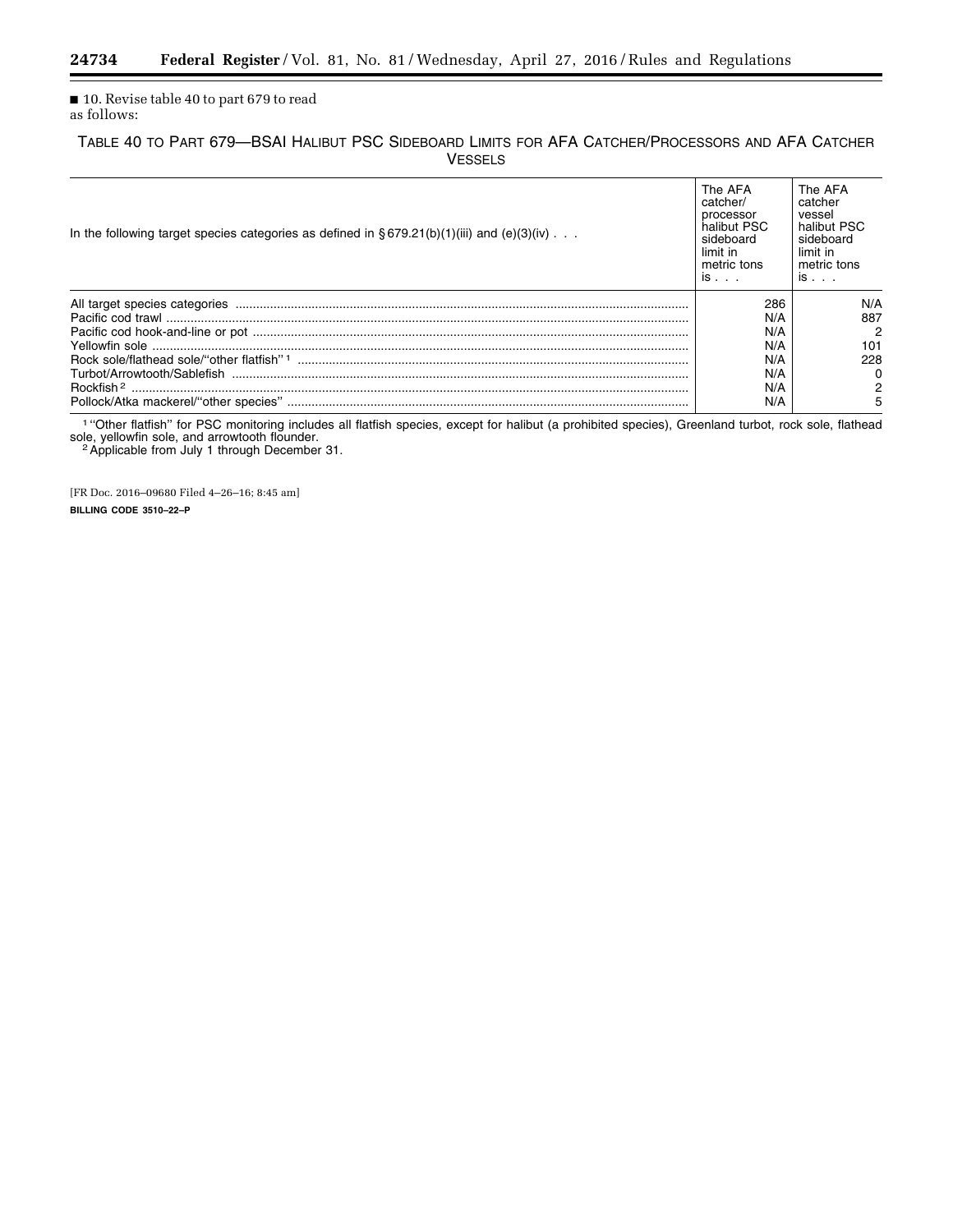■ 10. Revise table 40 to part 679 to read as follows:

TABLE 40 TO PART 679—BSAI HALIBUT PSC SIDEBOARD LIMITS FOR AFA CATCHER/PROCESSORS AND AFA CATCHER VESSELS

| In the following target species categories as defined in § 679.21(b)(1)(iii) and (e)(3)(iv) . . . | The AFA catcher/processor halibut PSC sideboard limit in metric tons is . . . | The AFA catcher vessel halibut PSC sideboard limit in metric tons is . . . |
|---|---|---|
| All target species categories | 286 | N/A |
| Pacific cod trawl | N/A | 887 |
| Pacific cod hook-and-line or pot | N/A | 2 |
| Yellowfin sole | N/A | 101 |
| Rock sole/flathead sole/"other flatfish"[1] | N/A | 228 |
| Turbot/Arrowtooth/Sablefish | N/A | 0 |
| Rockfish[2] | N/A | 2 |
| Pollock/Atka mackerel/"other species" | N/A | 5 |

[1] "Other flatfish" for PSC monitoring includes all flatfish species, except for halibut (a prohibited species), Greenland turbot, rock sole, flathead sole, yellowfin sole, and arrowtooth flounder.

[2] Applicable from July 1 through December 31.

[FR Doc. 2016–09680 Filed 4–26–16; 8:45 am]

**BILLING CODE 3510–22–P**